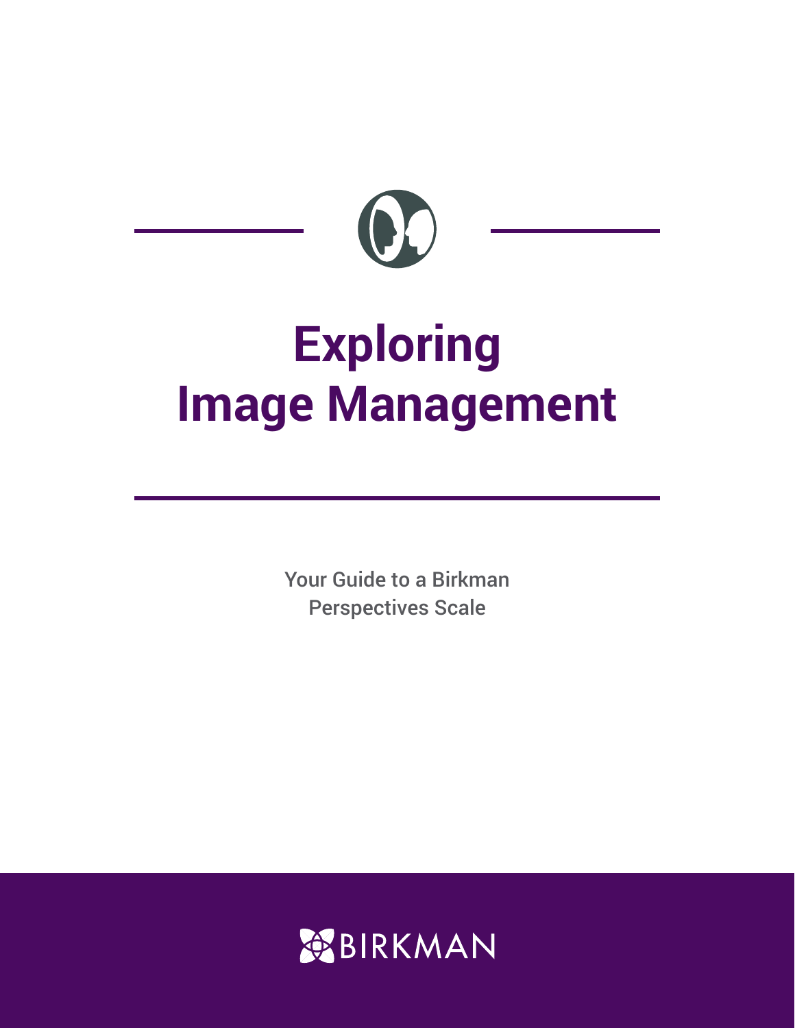# Exploring Image Management

Your Guide to a Birkman Perspectives Scale

BIRKMAN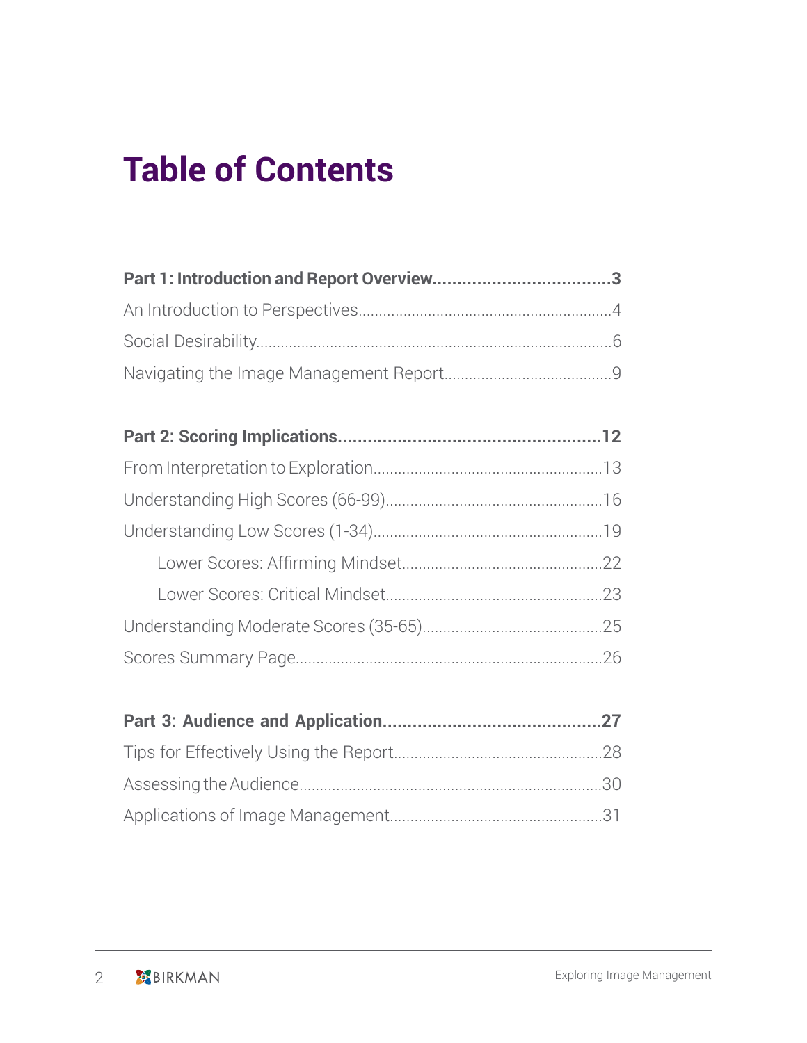# Table of Contents

**Part 1: Introduction and Report Overview....................................3**

An Introduction to Perspectives..............................................................4

Social Desirability......................................................................................6

Navigating the Image Management Report........................................9

**Part 2: Scoring Implications......................................................12**

From Interpretation to Exploration.......................................................13

Understanding High Scores (66-99)....................................................16

Understanding Low Scores (1-34).......................................................19

- Lower Scores: Affirming Mindset................................................22
- Lower Scores: Critical Mindset....................................................23

Understanding Moderate Scores (35-65)...........................................25

Scores Summary Page...........................................................................26

**Part 3: Audience and Application............................................27**

Tips for Effectively Using the Report..................................................28

Assessing the Audience.........................................................................30

Applications of Image Management...................................................31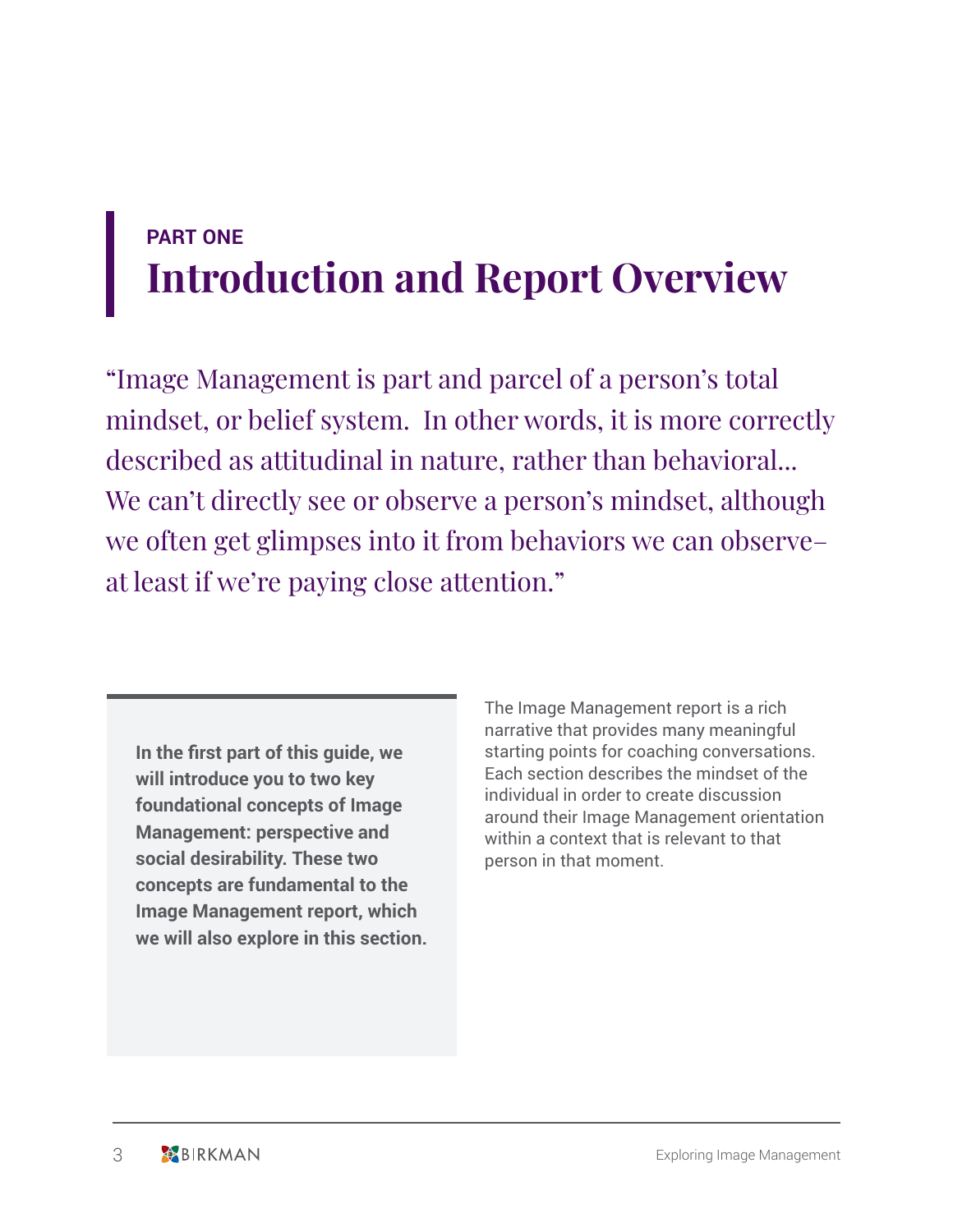PART ONE

# Introduction and Report Overview

"Image Management is part and parcel of a person's total mindset, or belief system. In other words, it is more correctly described as attitudinal in nature, rather than behavioral... We can't directly see or observe a person's mindset, although we often get glimpses into it from behaviors we can observe–at least if we're paying close attention."

**In the first part of this guide, we will introduce you to two key foundational concepts of Image Management: perspective and social desirability. These two concepts are fundamental to the Image Management report, which we will also explore in this section.**

The Image Management report is a rich narrative that provides many meaningful starting points for coaching conversations. Each section describes the mindset of the individual in order to create discussion around their Image Management orientation within a context that is relevant to that person in that moment.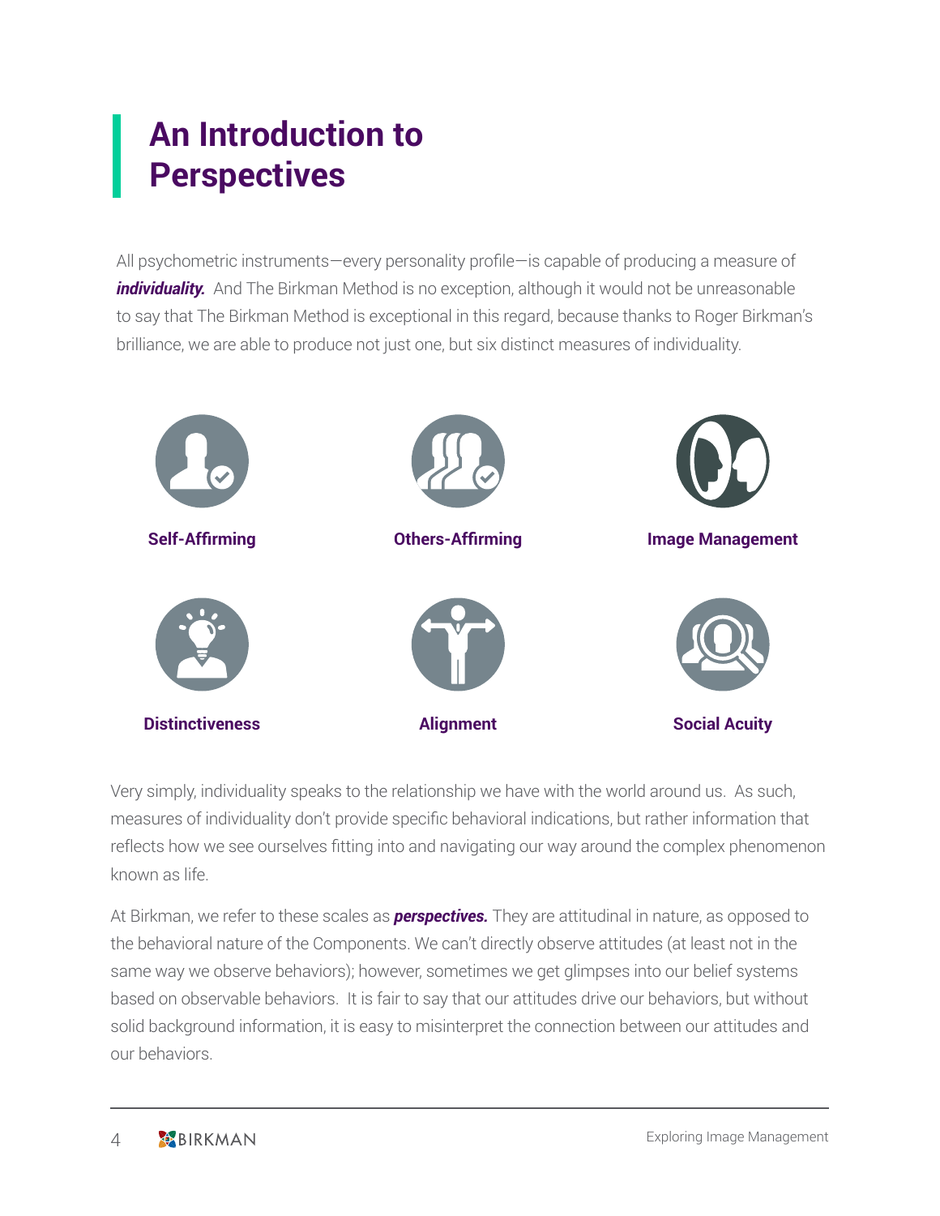# An Introduction to Perspectives

All psychometric instruments—every personality profile—is capable of producing a measure of ***individuality.*** And The Birkman Method is no exception, although it would not be unreasonable to say that The Birkman Method is exceptional in this regard, because thanks to Roger Birkman's brilliance, we are able to produce not just one, but six distinct measures of individuality.

**Self-Affirming**

**Others-Affirming**

**Image Management**

**Distinctiveness**

**Alignment**

**Social Acuity**

Very simply, individuality speaks to the relationship we have with the world around us. As such, measures of individuality don't provide specific behavioral indications, but rather information that reflects how we see ourselves fitting into and navigating our way around the complex phenomenon known as life.

At Birkman, we refer to these scales as ***perspectives.*** They are attitudinal in nature, as opposed to the behavioral nature of the Components. We can't directly observe attitudes (at least not in the same way we observe behaviors); however, sometimes we get glimpses into our belief systems based on observable behaviors. It is fair to say that our attitudes drive our behaviors, but without solid background information, it is easy to misinterpret the connection between our attitudes and our behaviors.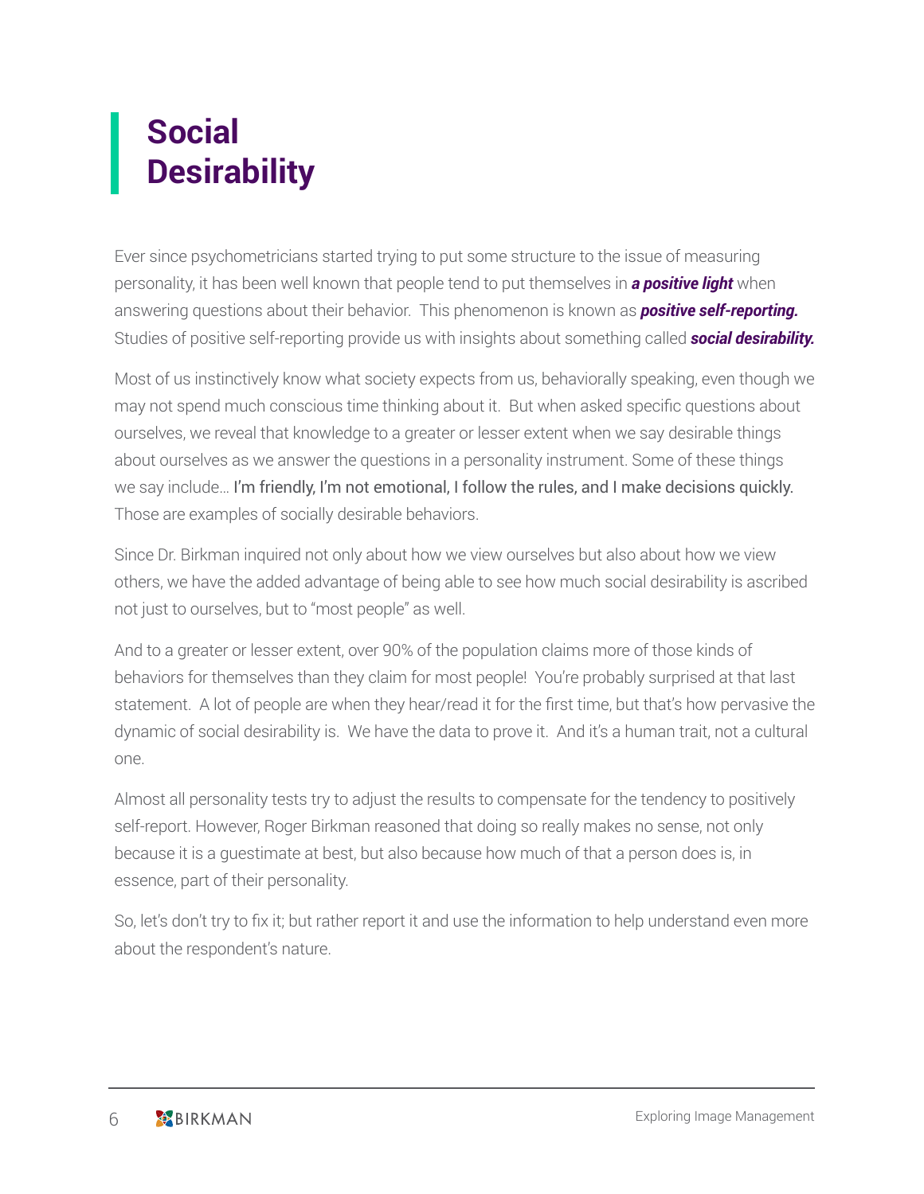# Social Desirability

Ever since psychometricians started trying to put some structure to the issue of measuring personality, it has been well known that people tend to put themselves in ***a positive light*** when answering questions about their behavior. This phenomenon is known as ***positive self-reporting.*** Studies of positive self-reporting provide us with insights about something called ***social desirability.***

Most of us instinctively know what society expects from us, behaviorally speaking, even though we may not spend much conscious time thinking about it. But when asked specific questions about ourselves, we reveal that knowledge to a greater or lesser extent when we say desirable things about ourselves as we answer the questions in a personality instrument. Some of these things we say include… I'm friendly, I'm not emotional, I follow the rules, and I make decisions quickly. Those are examples of socially desirable behaviors.

Since Dr. Birkman inquired not only about how we view ourselves but also about how we view others, we have the added advantage of being able to see how much social desirability is ascribed not just to ourselves, but to "most people" as well.

And to a greater or lesser extent, over 90% of the population claims more of those kinds of behaviors for themselves than they claim for most people! You're probably surprised at that last statement. A lot of people are when they hear/read it for the first time, but that's how pervasive the dynamic of social desirability is. We have the data to prove it. And it's a human trait, not a cultural one.

Almost all personality tests try to adjust the results to compensate for the tendency to positively self-report. However, Roger Birkman reasoned that doing so really makes no sense, not only because it is a guestimate at best, but also because how much of that a person does is, in essence, part of their personality.

So, let's don't try to fix it; but rather report it and use the information to help understand even more about the respondent's nature.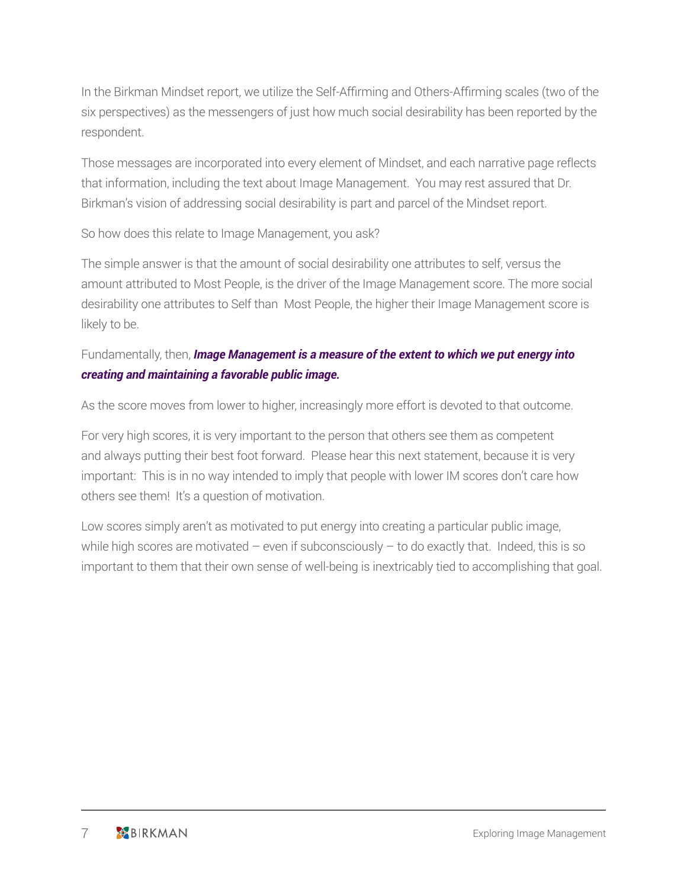In the Birkman Mindset report, we utilize the Self-Affirming and Others-Affirming scales (two of the six perspectives) as the messengers of just how much social desirability has been reported by the respondent.

Those messages are incorporated into every element of Mindset, and each narrative page reflects that information, including the text about Image Management.  You may rest assured that Dr. Birkman's vision of addressing social desirability is part and parcel of the Mindset report.

So how does this relate to Image Management, you ask?

The simple answer is that the amount of social desirability one attributes to self, versus the amount attributed to Most People, is the driver of the Image Management score. The more social desirability one attributes to Self than  Most People, the higher their Image Management score is likely to be.

Fundamentally, then, ***Image Management is a measure of the extent to which we put energy into creating and maintaining a favorable public image.***

As the score moves from lower to higher, increasingly more effort is devoted to that outcome.

For very high scores, it is very important to the person that others see them as competent and always putting their best foot forward.  Please hear this next statement, because it is very important:  This is in no way intended to imply that people with lower IM scores don't care how others see them!  It's a question of motivation.

Low scores simply aren't as motivated to put energy into creating a particular public image, while high scores are motivated – even if subconsciously – to do exactly that.  Indeed, this is so important to them that their own sense of well-being is inextricably tied to accomplishing that goal.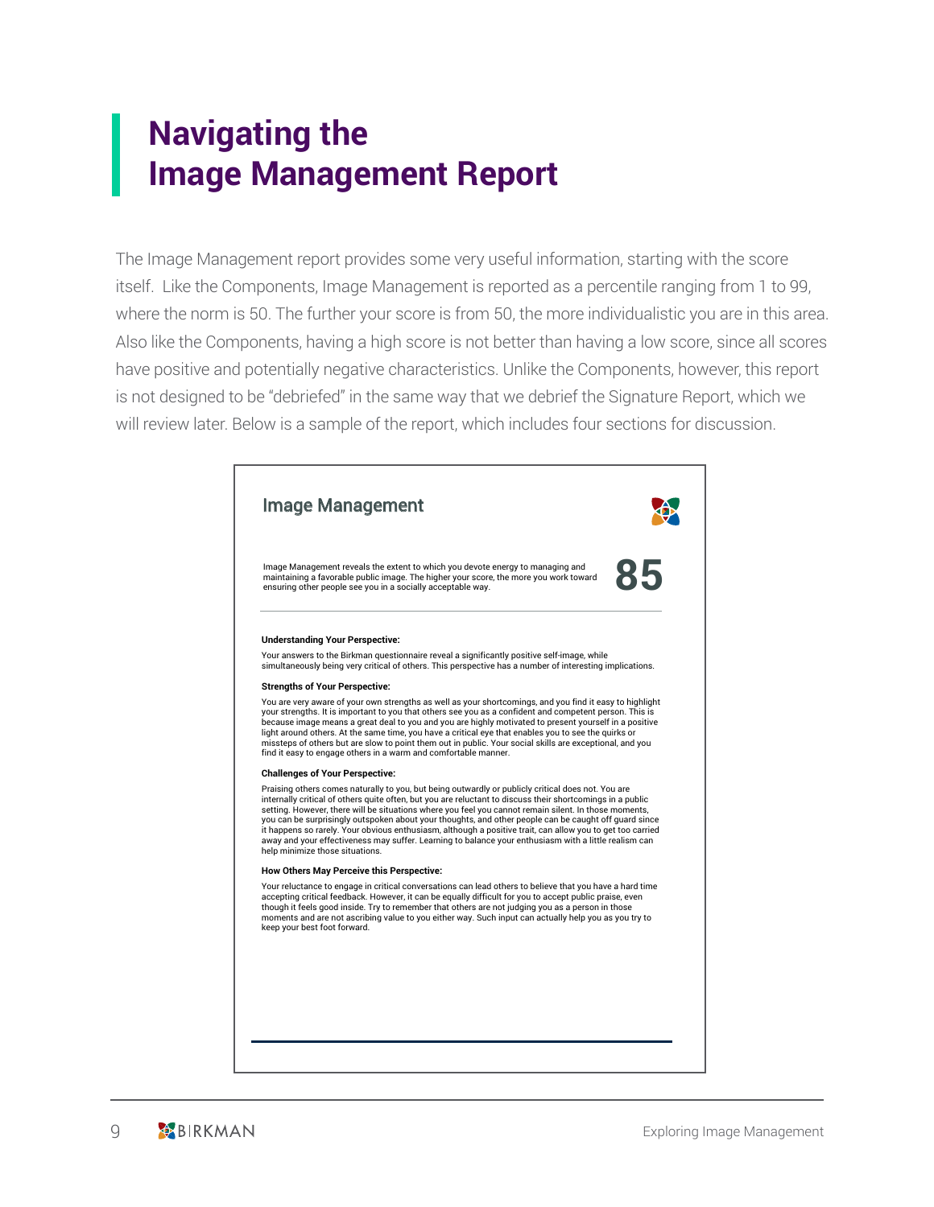# Navigating the Image Management Report

The Image Management report provides some very useful information, starting with the score itself. Like the Components, Image Management is reported as a percentile ranging from 1 to 99, where the norm is 50. The further your score is from 50, the more individualistic you are in this area. Also like the Components, having a high score is not better than having a low score, since all scores have positive and potentially negative characteristics. Unlike the Components, however, this report is not designed to be "debriefed" in the same way that we debrief the Signature Report, which we will review later. Below is a sample of the report, which includes four sections for discussion.

## Image Management

Image Management reveals the extent to which you devote energy to managing and maintaining a favorable public image. The higher your score, the more you work toward ensuring other people see you in a socially acceptable way.

**85**

**Understanding Your Perspective:**

Your answers to the Birkman questionnaire reveal a significantly positive self-image, while simultaneously being very critical of others. This perspective has a number of interesting implications.

**Strengths of Your Perspective:**

You are very aware of your own strengths as well as your shortcomings, and you find it easy to highlight your strengths. It is important to you that others see you as a confident and competent person. This is because image means a great deal to you and you are highly motivated to present yourself in a positive light around others. At the same time, you have a critical eye that enables you to see the quirks or missteps of others but are slow to point them out in public. Your social skills are exceptional, and you find it easy to engage others in a warm and comfortable manner.

**Challenges of Your Perspective:**

Praising others comes naturally to you, but being outwardly or publicly critical does not. You are internally critical of others quite often, but you are reluctant to discuss their shortcomings in a public setting. However, there will be situations where you feel you cannot remain silent. In those moments, you can be surprisingly outspoken about your thoughts, and other people can be caught off guard since it happens so rarely. Your obvious enthusiasm, although a positive trait, can allow you to get too carried away and your effectiveness may suffer. Learning to balance your enthusiasm with a little realism can help minimize those situations.

**How Others May Perceive this Perspective:**

Your reluctance to engage in critical conversations can lead others to believe that you have a hard time accepting critical feedback. However, it can be equally difficult for you to accept public praise, even though it feels good inside. Try to remember that others are not judging you as a person in those moments and are not ascribing value to you either way. Such input can actually help you as you try to keep your best foot forward.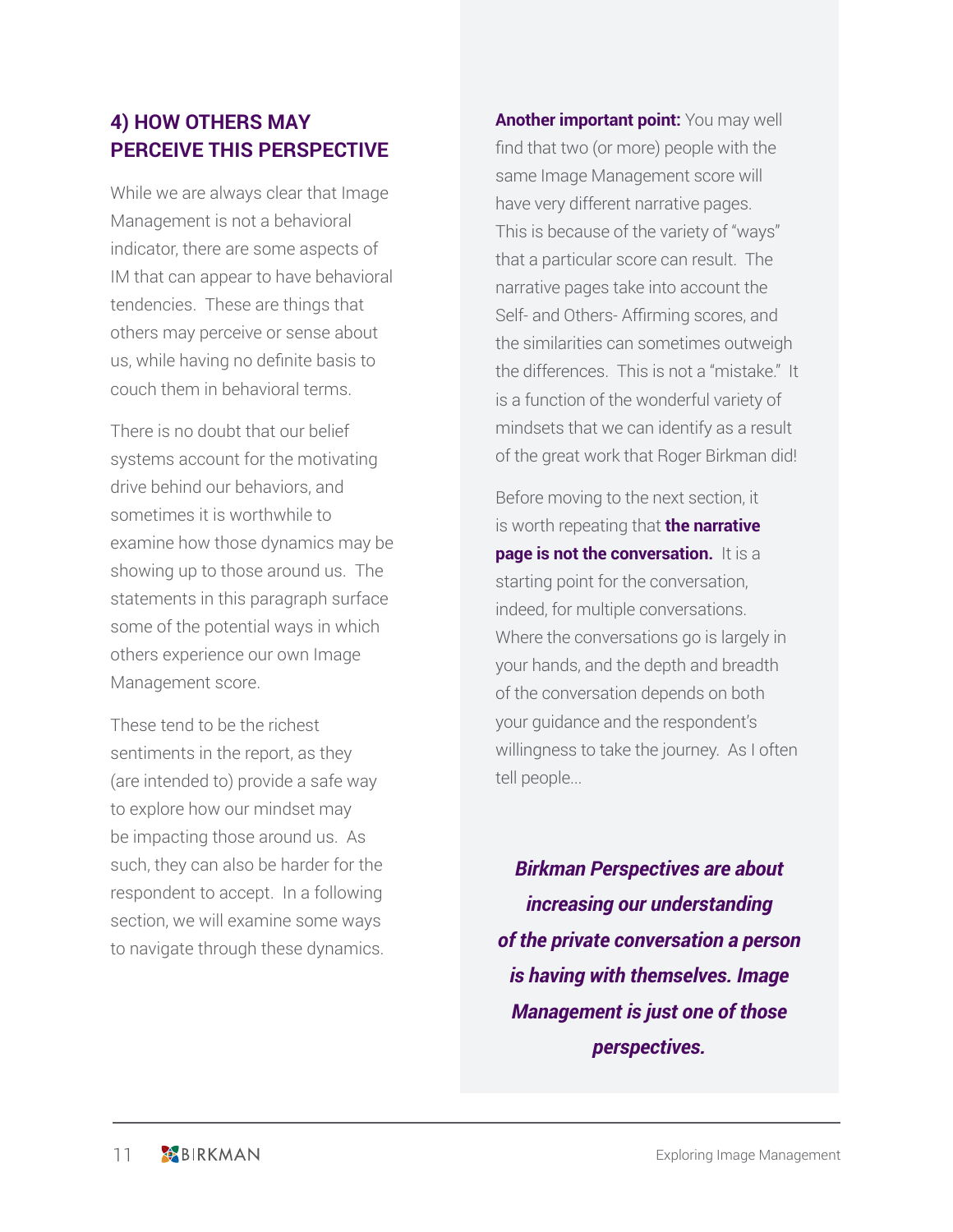## 4) HOW OTHERS MAY PERCEIVE THIS PERSPECTIVE

While we are always clear that Image Management is not a behavioral indicator, there are some aspects of IM that can appear to have behavioral tendencies. These are things that others may perceive or sense about us, while having no definite basis to couch them in behavioral terms.

There is no doubt that our belief systems account for the motivating drive behind our behaviors, and sometimes it is worthwhile to examine how those dynamics may be showing up to those around us. The statements in this paragraph surface some of the potential ways in which others experience our own Image Management score.

These tend to be the richest sentiments in the report, as they (are intended to) provide a safe way to explore how our mindset may be impacting those around us. As such, they can also be harder for the respondent to accept. In a following section, we will examine some ways to navigate through these dynamics.

**Another important point:** You may well find that two (or more) people with the same Image Management score will have very different narrative pages. This is because of the variety of "ways" that a particular score can result. The narrative pages take into account the Self- and Others- Affirming scores, and the similarities can sometimes outweigh the differences. This is not a "mistake." It is a function of the wonderful variety of mindsets that we can identify as a result of the great work that Roger Birkman did!

Before moving to the next section, it is worth repeating that **the narrative page is not the conversation.** It is a starting point for the conversation, indeed, for multiple conversations. Where the conversations go is largely in your hands, and the depth and breadth of the conversation depends on both your guidance and the respondent's willingness to take the journey. As I often tell people...

***Birkman Perspectives are about increasing our understanding of the private conversation a person is having with themselves. Image Management is just one of those perspectives.***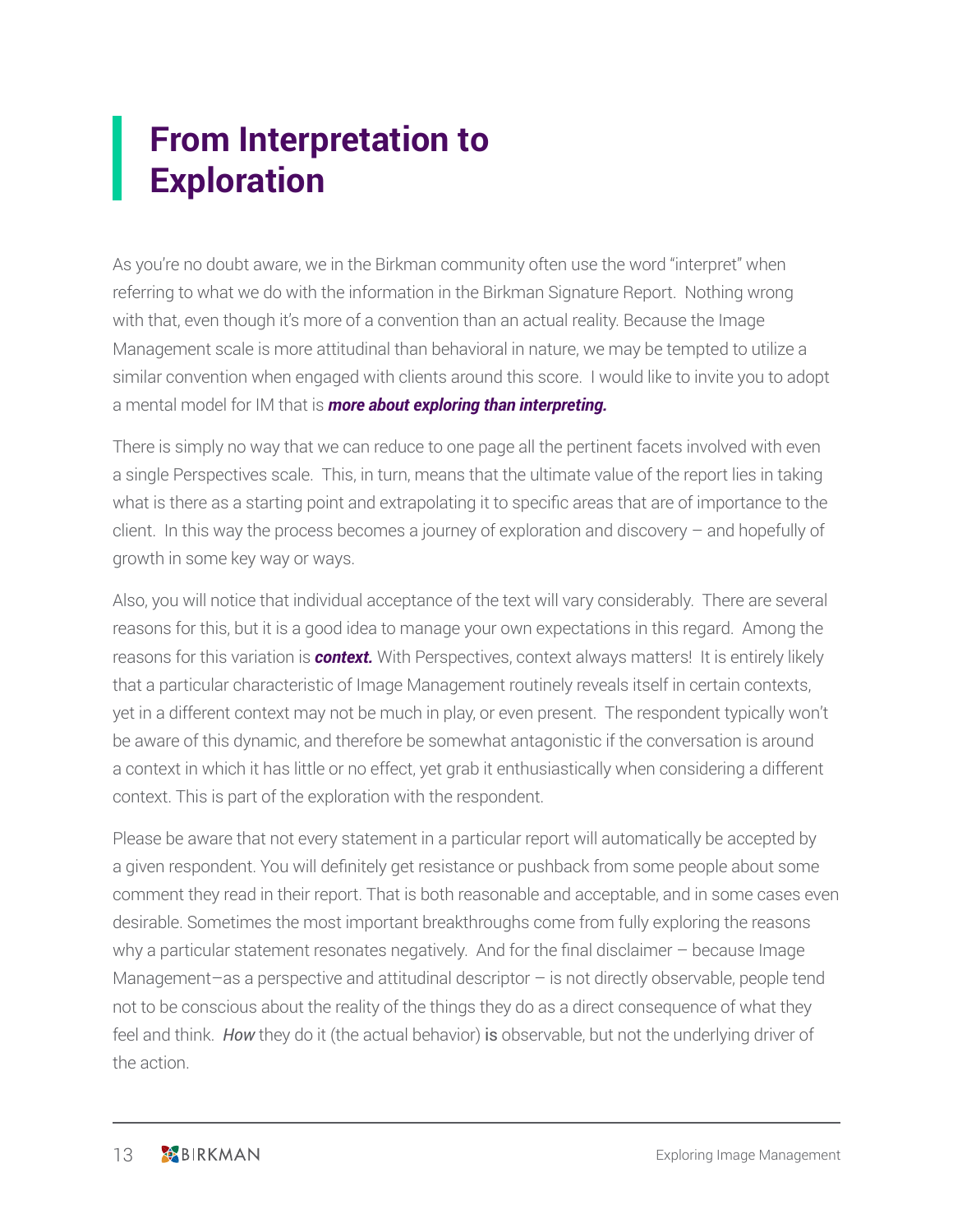# From Interpretation to Exploration

As you're no doubt aware, we in the Birkman community often use the word "interpret" when referring to what we do with the information in the Birkman Signature Report. Nothing wrong with that, even though it's more of a convention than an actual reality. Because the Image Management scale is more attitudinal than behavioral in nature, we may be tempted to utilize a similar convention when engaged with clients around this score. I would like to invite you to adopt a mental model for IM that is ***more about exploring than interpreting.***

There is simply no way that we can reduce to one page all the pertinent facets involved with even a single Perspectives scale. This, in turn, means that the ultimate value of the report lies in taking what is there as a starting point and extrapolating it to specific areas that are of importance to the client. In this way the process becomes a journey of exploration and discovery – and hopefully of growth in some key way or ways.

Also, you will notice that individual acceptance of the text will vary considerably. There are several reasons for this, but it is a good idea to manage your own expectations in this regard. Among the reasons for this variation is ***context.*** With Perspectives, context always matters! It is entirely likely that a particular characteristic of Image Management routinely reveals itself in certain contexts, yet in a different context may not be much in play, or even present. The respondent typically won't be aware of this dynamic, and therefore be somewhat antagonistic if the conversation is around a context in which it has little or no effect, yet grab it enthusiastically when considering a different context. This is part of the exploration with the respondent.

Please be aware that not every statement in a particular report will automatically be accepted by a given respondent. You will definitely get resistance or pushback from some people about some comment they read in their report. That is both reasonable and acceptable, and in some cases even desirable. Sometimes the most important breakthroughs come from fully exploring the reasons why a particular statement resonates negatively. And for the final disclaimer – because Image Management—as a perspective and attitudinal descriptor – is not directly observable, people tend not to be conscious about the reality of the things they do as a direct consequence of what they feel and think. *How* they do it (the actual behavior) is observable, but not the underlying driver of the action.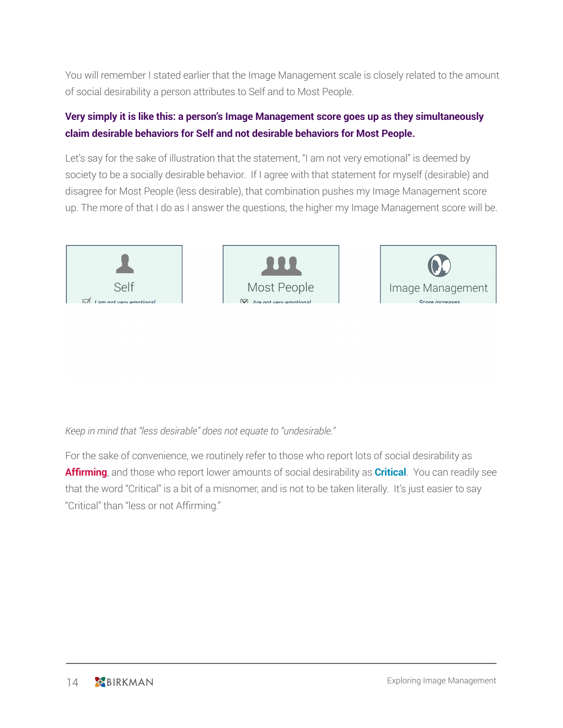You will remember I stated earlier that the Image Management scale is closely related to the amount of social desirability a person attributes to Self and to Most People.

**Very simply it is like this: a person's Image Management score goes up as they simultaneously claim desirable behaviors for Self and not desirable behaviors for Most People.**

Let's say for the sake of illustration that the statement, "I am not very emotional" is deemed by society to be a socially desirable behavior. If I agree with that statement for myself (desirable) and disagree for Most People (less desirable), that combination pushes my Image Management score up. The more of that I do as I answer the questions, the higher my Image Management score will be.

| Self | Most People | Image Management |
|---|---|---|
| ☑ *I am not very emotional* | ☒ *Are not very emotional* | *Score increases* |

*Keep in mind that "less desirable" does not equate to "undesirable."*

For the sake of convenience, we routinely refer to those who report lots of social desirability as **Affirming**, and those who report lower amounts of social desirability as **Critical**. You can readily see that the word "Critical" is a bit of a misnomer, and is not to be taken literally. It's just easier to say "Critical" than "less or not Affirming."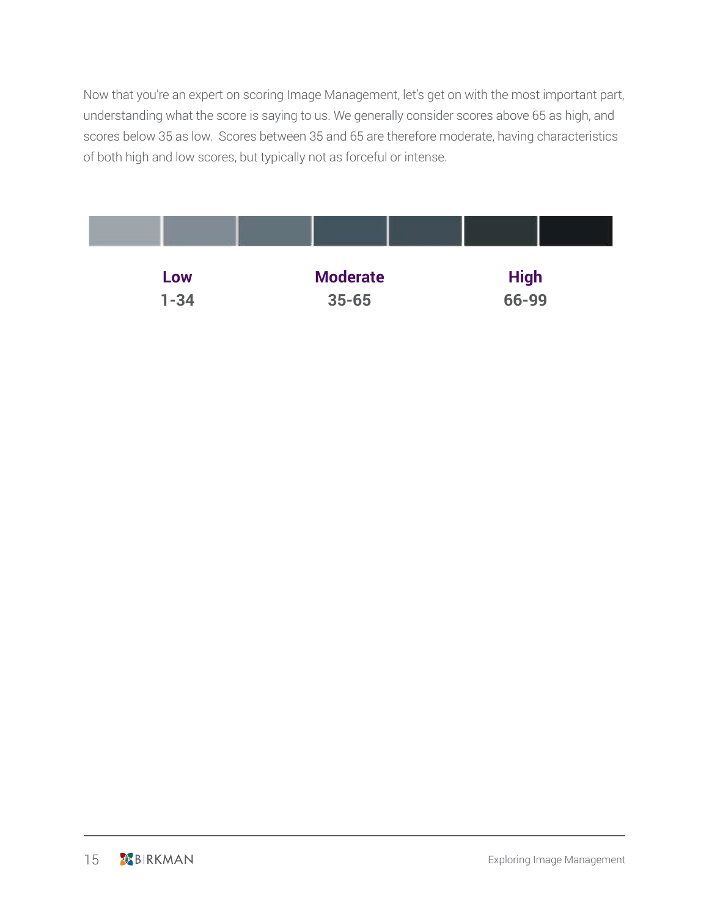Now that you're an expert on scoring Image Management, let's get on with the most important part, understanding what the score is saying to us. We generally consider scores above 65 as high, and scores below 35 as low.  Scores between 35 and 65 are therefore moderate, having characteristics of both high and low scores, but typically not as forceful or intense.

| Low | Moderate | High |
| --- | --- | --- |
| 1-34 | 35-65 | 66-99 |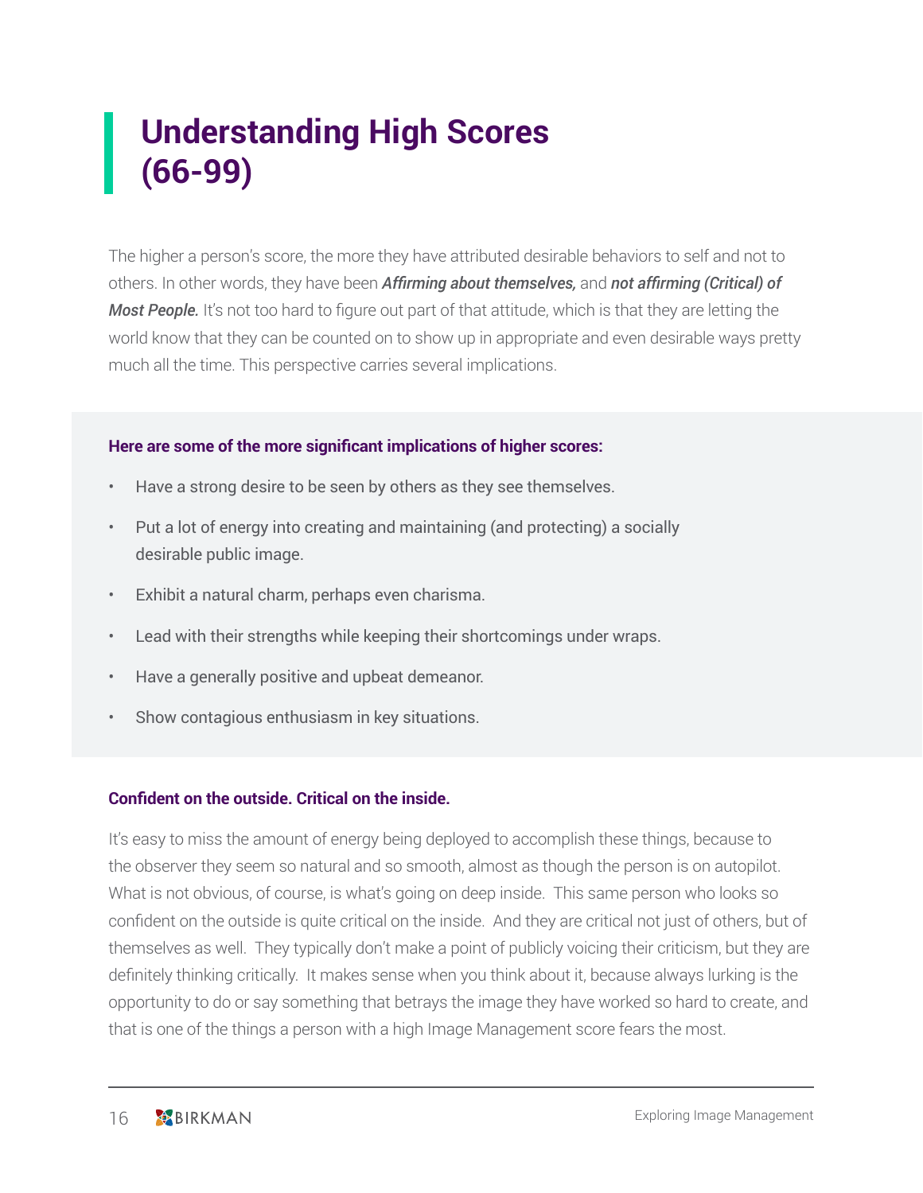# Understanding High Scores (66-99)

The higher a person's score, the more they have attributed desirable behaviors to self and not to others. In other words, they have been ***Affirming about themselves,*** and ***not affirming (Critical) of Most People.*** It's not too hard to figure out part of that attitude, which is that they are letting the world know that they can be counted on to show up in appropriate and even desirable ways pretty much all the time. This perspective carries several implications.

**Here are some of the more significant implications of higher scores:**

- Have a strong desire to be seen by others as they see themselves.
- Put a lot of energy into creating and maintaining (and protecting) a socially desirable public image.
- Exhibit a natural charm, perhaps even charisma.
- Lead with their strengths while keeping their shortcomings under wraps.
- Have a generally positive and upbeat demeanor.
- Show contagious enthusiasm in key situations.

**Confident on the outside. Critical on the inside.**

It's easy to miss the amount of energy being deployed to accomplish these things, because to the observer they seem so natural and so smooth, almost as though the person is on autopilot. What is not obvious, of course, is what's going on deep inside. This same person who looks so confident on the outside is quite critical on the inside. And they are critical not just of others, but of themselves as well. They typically don't make a point of publicly voicing their criticism, but they are definitely thinking critically. It makes sense when you think about it, because always lurking is the opportunity to do or say something that betrays the image they have worked so hard to create, and that is one of the things a person with a high Image Management score fears the most.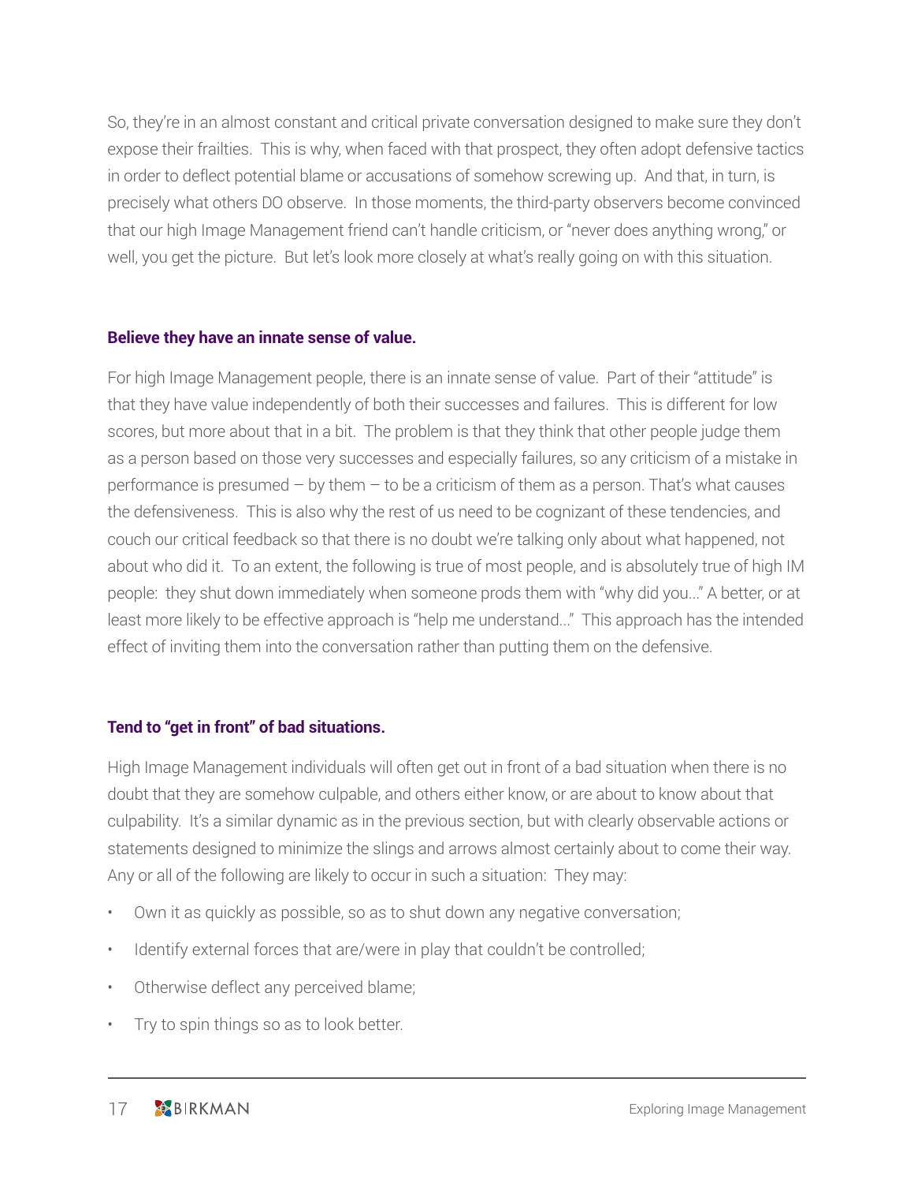So, they're in an almost constant and critical private conversation designed to make sure they don't expose their frailties. This is why, when faced with that prospect, they often adopt defensive tactics in order to deflect potential blame or accusations of somehow screwing up. And that, in turn, is precisely what others DO observe. In those moments, the third-party observers become convinced that our high Image Management friend can't handle criticism, or "never does anything wrong," or well, you get the picture. But let's look more closely at what's really going on with this situation.

### Believe they have an innate sense of value.

For high Image Management people, there is an innate sense of value. Part of their "attitude" is that they have value independently of both their successes and failures. This is different for low scores, but more about that in a bit. The problem is that they think that other people judge them as a person based on those very successes and especially failures, so any criticism of a mistake in performance is presumed – by them – to be a criticism of them as a person. That's what causes the defensiveness. This is also why the rest of us need to be cognizant of these tendencies, and couch our critical feedback so that there is no doubt we're talking only about what happened, not about who did it. To an extent, the following is true of most people, and is absolutely true of high IM people: they shut down immediately when someone prods them with "why did you..." A better, or at least more likely to be effective approach is "help me understand..." This approach has the intended effect of inviting them into the conversation rather than putting them on the defensive.

### Tend to "get in front" of bad situations.

High Image Management individuals will often get out in front of a bad situation when there is no doubt that they are somehow culpable, and others either know, or are about to know about that culpability. It's a similar dynamic as in the previous section, but with clearly observable actions or statements designed to minimize the slings and arrows almost certainly about to come their way. Any or all of the following are likely to occur in such a situation: They may:

- Own it as quickly as possible, so as to shut down any negative conversation;
- Identify external forces that are/were in play that couldn't be controlled;
- Otherwise deflect any perceived blame;
- Try to spin things so as to look better.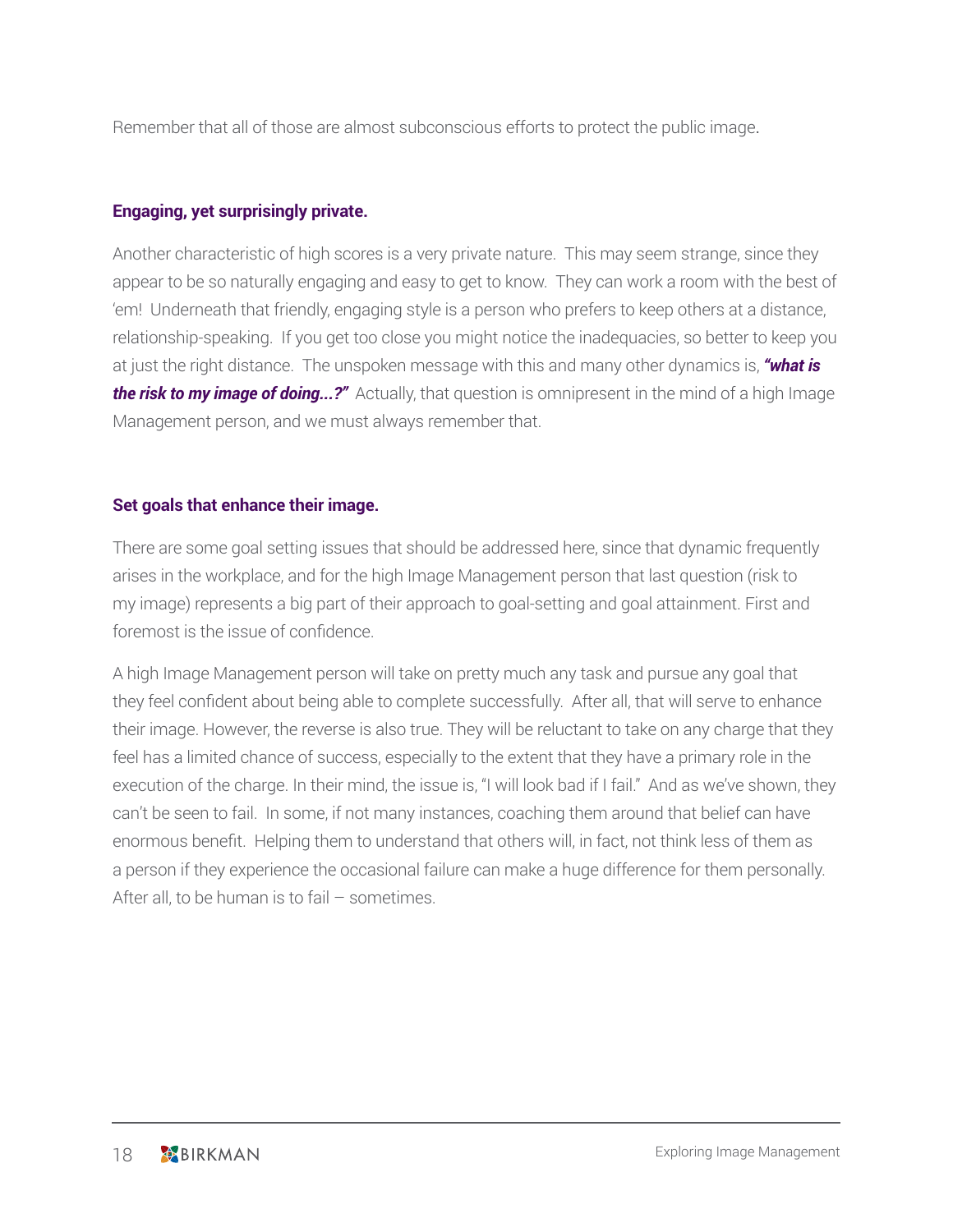Remember that all of those are almost subconscious efforts to protect the public image.

### Engaging, yet surprisingly private.

Another characteristic of high scores is a very private nature. This may seem strange, since they appear to be so naturally engaging and easy to get to know. They can work a room with the best of 'em! Underneath that friendly, engaging style is a person who prefers to keep others at a distance, relationship-speaking. If you get too close you might notice the inadequacies, so better to keep you at just the right distance. The unspoken message with this and many other dynamics is, ***"what is the risk to my image of doing...?"*** Actually, that question is omnipresent in the mind of a high Image Management person, and we must always remember that.

### Set goals that enhance their image.

There are some goal setting issues that should be addressed here, since that dynamic frequently arises in the workplace, and for the high Image Management person that last question (risk to my image) represents a big part of their approach to goal-setting and goal attainment. First and foremost is the issue of confidence.

A high Image Management person will take on pretty much any task and pursue any goal that they feel confident about being able to complete successfully. After all, that will serve to enhance their image. However, the reverse is also true. They will be reluctant to take on any charge that they feel has a limited chance of success, especially to the extent that they have a primary role in the execution of the charge. In their mind, the issue is, "I will look bad if I fail." And as we've shown, they can't be seen to fail. In some, if not many instances, coaching them around that belief can have enormous benefit. Helping them to understand that others will, in fact, not think less of them as a person if they experience the occasional failure can make a huge difference for them personally. After all, to be human is to fail – sometimes.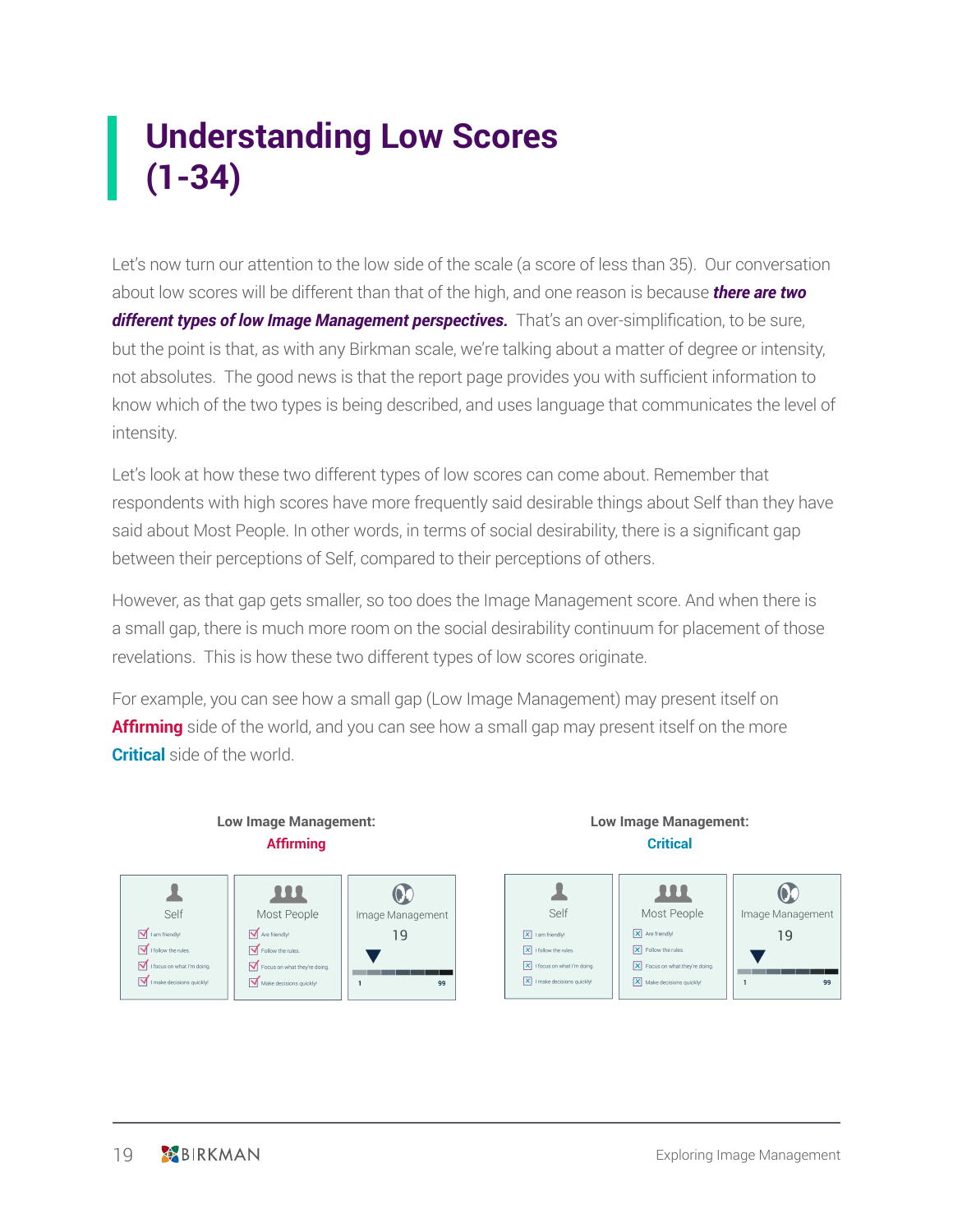# Understanding Low Scores (1-34)

Let's now turn our attention to the low side of the scale (a score of less than 35). Our conversation about low scores will be different than that of the high, and one reason is because ***there are two different types of low Image Management perspectives.*** That's an over-simplification, to be sure, but the point is that, as with any Birkman scale, we're talking about a matter of degree or intensity, not absolutes. The good news is that the report page provides you with sufficient information to know which of the two types is being described, and uses language that communicates the level of intensity.

Let's look at how these two different types of low scores can come about. Remember that respondents with high scores have more frequently said desirable things about Self than they have said about Most People. In other words, in terms of social desirability, there is a significant gap between their perceptions of Self, compared to their perceptions of others.

However, as that gap gets smaller, so too does the Image Management score. And when there is a small gap, there is much more room on the social desirability continuum for placement of those revelations. This is how these two different types of low scores originate.

For example, you can see how a small gap (Low Image Management) may present itself on **Affirming** side of the world, and you can see how a small gap may present itself on the more **Critical** side of the world.

**Low Image Management: Affirming**

| Self | Most People | Image Management |
|---|---|---|
| ☑ I am friendly! | ☑ Are friendly! | 19 |
| ☑ I follow the rules. | ☑ Follow the rules. | |
| ☑ I focus on what I'm doing. | ☑ Focus on what they're doing. | 1 ... 99 |
| ☑ I make decisions quickly! | ☑ Make decisions quickly! | |

**Low Image Management: Critical**

| Self | Most People | Image Management |
|---|---|---|
| ☒ I am friendly! | ☒ Are friendly! | 19 |
| ☒ I follow the rules. | ☒ Follow the rules. | |
| ☒ I focus on what I'm doing. | ☒ Focus on what they're doing. | 1 ... 99 |
| ☒ I make decisions quickly! | ☒ Make decisions quickly! | |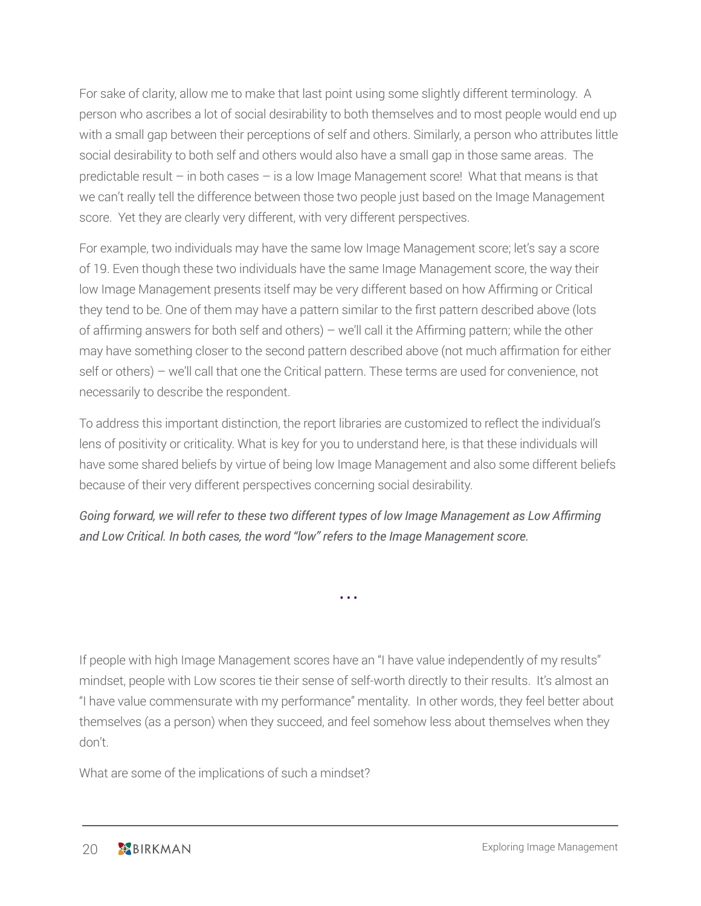For sake of clarity, allow me to make that last point using some slightly different terminology. A person who ascribes a lot of social desirability to both themselves and to most people would end up with a small gap between their perceptions of self and others. Similarly, a person who attributes little social desirability to both self and others would also have a small gap in those same areas. The predictable result – in both cases – is a low Image Management score! What that means is that we can't really tell the difference between those two people just based on the Image Management score. Yet they are clearly very different, with very different perspectives.

For example, two individuals may have the same low Image Management score; let's say a score of 19. Even though these two individuals have the same Image Management score, the way their low Image Management presents itself may be very different based on how Affirming or Critical they tend to be. One of them may have a pattern similar to the first pattern described above (lots of affirming answers for both self and others) – we'll call it the Affirming pattern; while the other may have something closer to the second pattern described above (not much affirmation for either self or others) – we'll call that one the Critical pattern. These terms are used for convenience, not necessarily to describe the respondent.

To address this important distinction, the report libraries are customized to reflect the individual's lens of positivity or criticality. What is key for you to understand here, is that these individuals will have some shared beliefs by virtue of being low Image Management and also some different beliefs because of their very different perspectives concerning social desirability.

*Going forward, we will refer to these two different types of low Image Management as Low Affirming and Low Critical. In both cases, the word "low" refers to the Image Management score.*

...

If people with high Image Management scores have an "I have value independently of my results" mindset, people with Low scores tie their sense of self-worth directly to their results. It's almost an "I have value commensurate with my performance" mentality. In other words, they feel better about themselves (as a person) when they succeed, and feel somehow less about themselves when they don't.

What are some of the implications of such a mindset?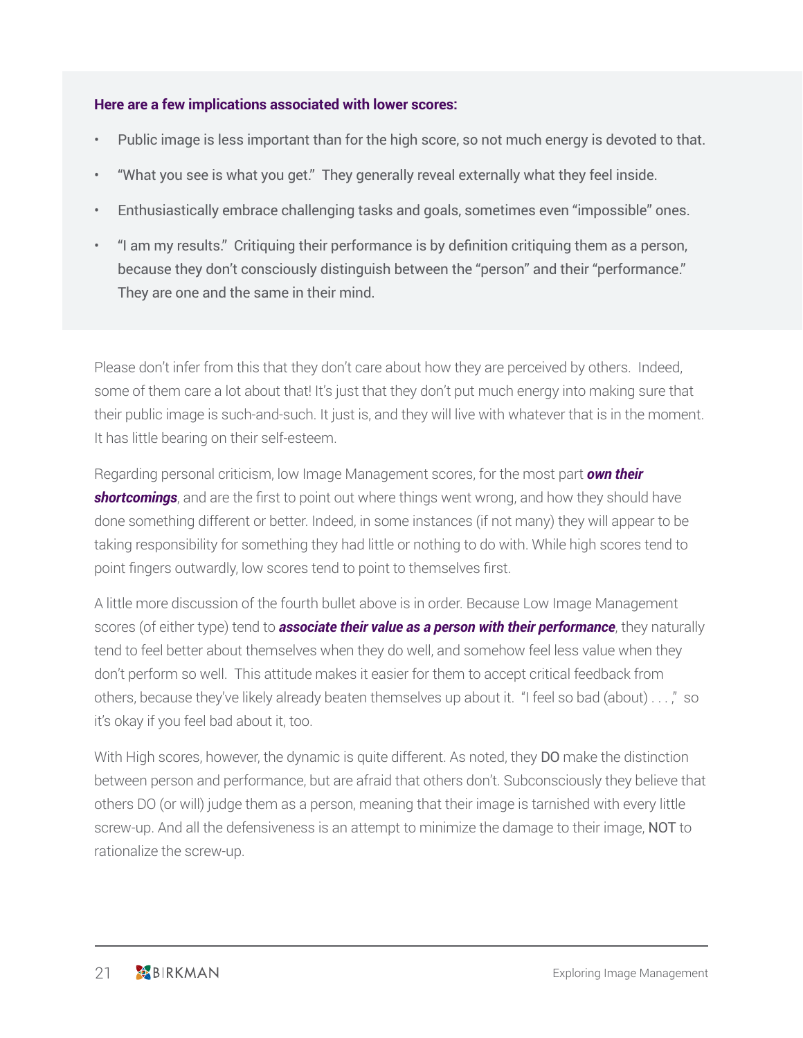**Here are a few implications associated with lower scores:**

- Public image is less important than for the high score, so not much energy is devoted to that.
- "What you see is what you get." They generally reveal externally what they feel inside.
- Enthusiastically embrace challenging tasks and goals, sometimes even "impossible" ones.
- "I am my results." Critiquing their performance is by definition critiquing them as a person, because they don't consciously distinguish between the "person" and their "performance." They are one and the same in their mind.

Please don't infer from this that they don't care about how they are perceived by others. Indeed, some of them care a lot about that! It's just that they don't put much energy into making sure that their public image is such-and-such. It just is, and they will live with whatever that is in the moment. It has little bearing on their self-esteem.

Regarding personal criticism, low Image Management scores, for the most part ***own their shortcomings***, and are the first to point out where things went wrong, and how they should have done something different or better. Indeed, in some instances (if not many) they will appear to be taking responsibility for something they had little or nothing to do with. While high scores tend to point fingers outwardly, low scores tend to point to themselves first.

A little more discussion of the fourth bullet above is in order. Because Low Image Management scores (of either type) tend to ***associate their value as a person with their performance***, they naturally tend to feel better about themselves when they do well, and somehow feel less value when they don't perform so well. This attitude makes it easier for them to accept critical feedback from others, because they've likely already beaten themselves up about it. "I feel so bad (about) . . . ," so it's okay if you feel bad about it, too.

With High scores, however, the dynamic is quite different. As noted, they DO make the distinction between person and performance, but are afraid that others don't. Subconsciously they believe that others DO (or will) judge them as a person, meaning that their image is tarnished with every little screw-up. And all the defensiveness is an attempt to minimize the damage to their image, NOT to rationalize the screw-up.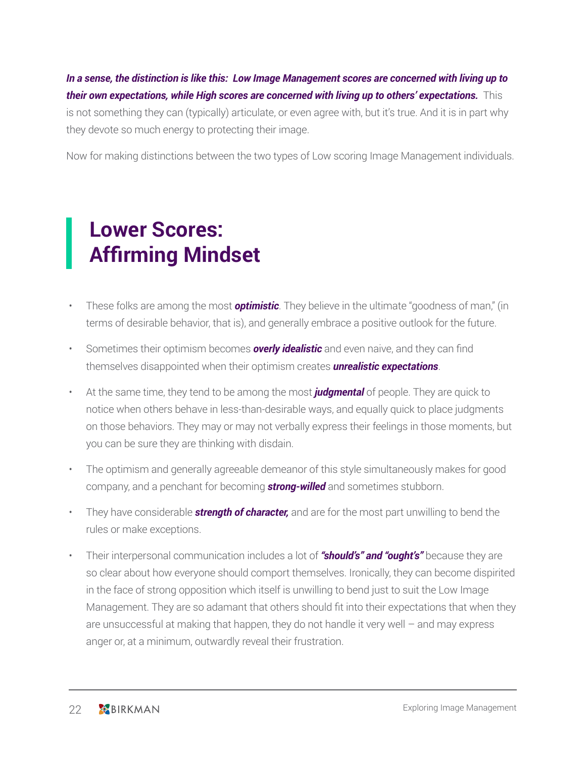***In a sense, the distinction is like this: Low Image Management scores are concerned with living up to their own expectations, while High scores are concerned with living up to others' expectations.*** This is not something they can (typically) articulate, or even agree with, but it's true. And it is in part why they devote so much energy to protecting their image.

Now for making distinctions between the two types of Low scoring Image Management individuals.

## Lower Scores: Affirming Mindset

- These folks are among the most ***optimistic***. They believe in the ultimate "goodness of man," (in terms of desirable behavior, that is), and generally embrace a positive outlook for the future.
- Sometimes their optimism becomes ***overly idealistic*** and even naive, and they can find themselves disappointed when their optimism creates ***unrealistic expectations***.
- At the same time, they tend to be among the most ***judgmental*** of people. They are quick to notice when others behave in less-than-desirable ways, and equally quick to place judgments on those behaviors. They may or may not verbally express their feelings in those moments, but you can be sure they are thinking with disdain.
- The optimism and generally agreeable demeanor of this style simultaneously makes for good company, and a penchant for becoming ***strong-willed*** and sometimes stubborn.
- They have considerable ***strength of character,*** and are for the most part unwilling to bend the rules or make exceptions.
- Their interpersonal communication includes a lot of ***"should's" and "ought's"*** because they are so clear about how everyone should comport themselves. Ironically, they can become dispirited in the face of strong opposition which itself is unwilling to bend just to suit the Low Image Management. They are so adamant that others should fit into their expectations that when they are unsuccessful at making that happen, they do not handle it very well – and may express anger or, at a minimum, outwardly reveal their frustration.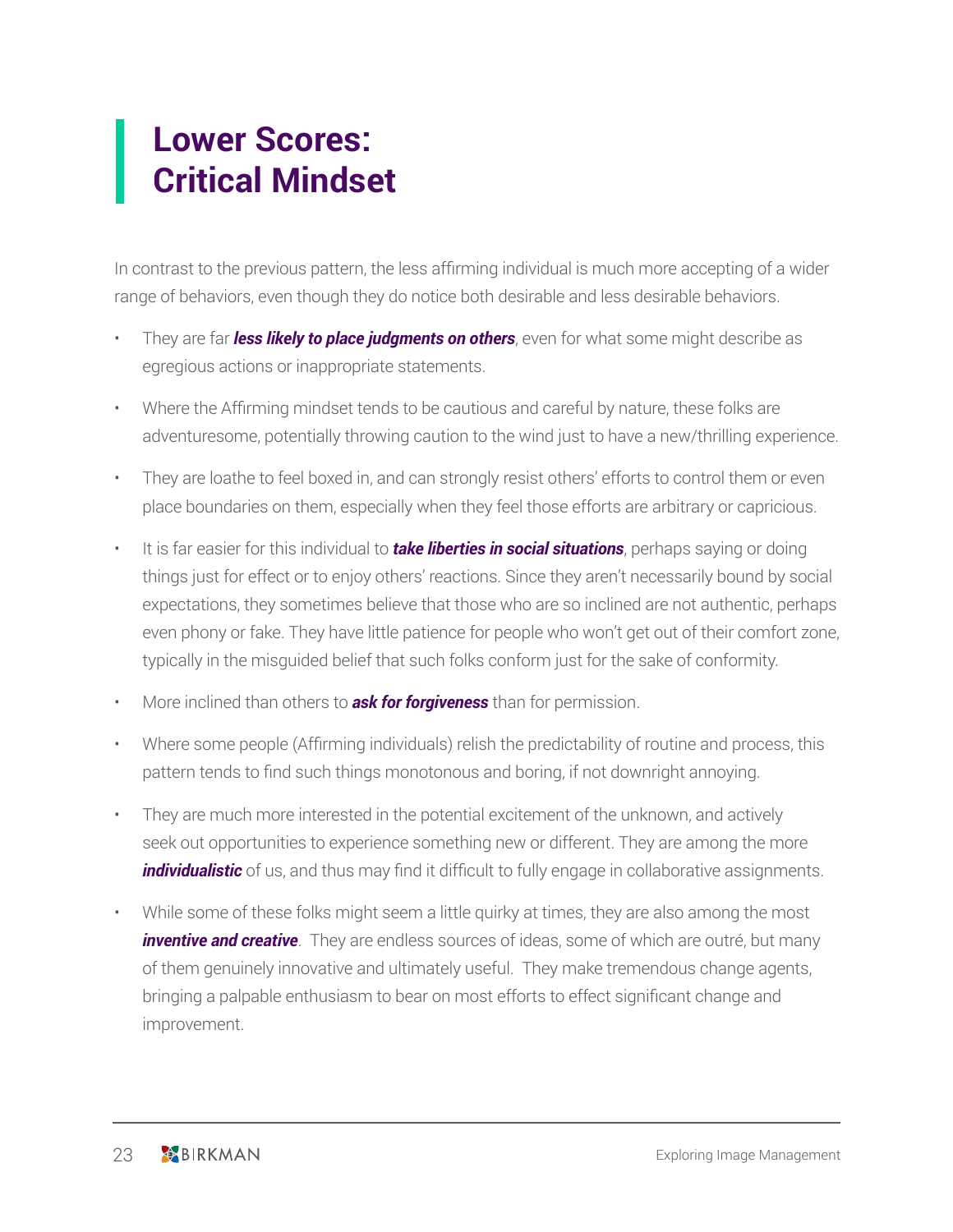# Lower Scores: Critical Mindset

In contrast to the previous pattern, the less affirming individual is much more accepting of a wider range of behaviors, even though they do notice both desirable and less desirable behaviors.

- They are far ***less likely to place judgments on others***, even for what some might describe as egregious actions or inappropriate statements.
- Where the Affirming mindset tends to be cautious and careful by nature, these folks are adventuresome, potentially throwing caution to the wind just to have a new/thrilling experience.
- They are loathe to feel boxed in, and can strongly resist others' efforts to control them or even place boundaries on them, especially when they feel those efforts are arbitrary or capricious.
- It is far easier for this individual to ***take liberties in social situations***, perhaps saying or doing things just for effect or to enjoy others' reactions. Since they aren't necessarily bound by social expectations, they sometimes believe that those who are so inclined are not authentic, perhaps even phony or fake. They have little patience for people who won't get out of their comfort zone, typically in the misguided belief that such folks conform just for the sake of conformity.
- More inclined than others to ***ask for forgiveness*** than for permission.
- Where some people (Affirming individuals) relish the predictability of routine and process, this pattern tends to find such things monotonous and boring, if not downright annoying.
- They are much more interested in the potential excitement of the unknown, and actively seek out opportunities to experience something new or different. They are among the more ***individualistic*** of us, and thus may find it difficult to fully engage in collaborative assignments.
- While some of these folks might seem a little quirky at times, they are also among the most ***inventive and creative***. They are endless sources of ideas, some of which are outré, but many of them genuinely innovative and ultimately useful. They make tremendous change agents, bringing a palpable enthusiasm to bear on most efforts to effect significant change and improvement.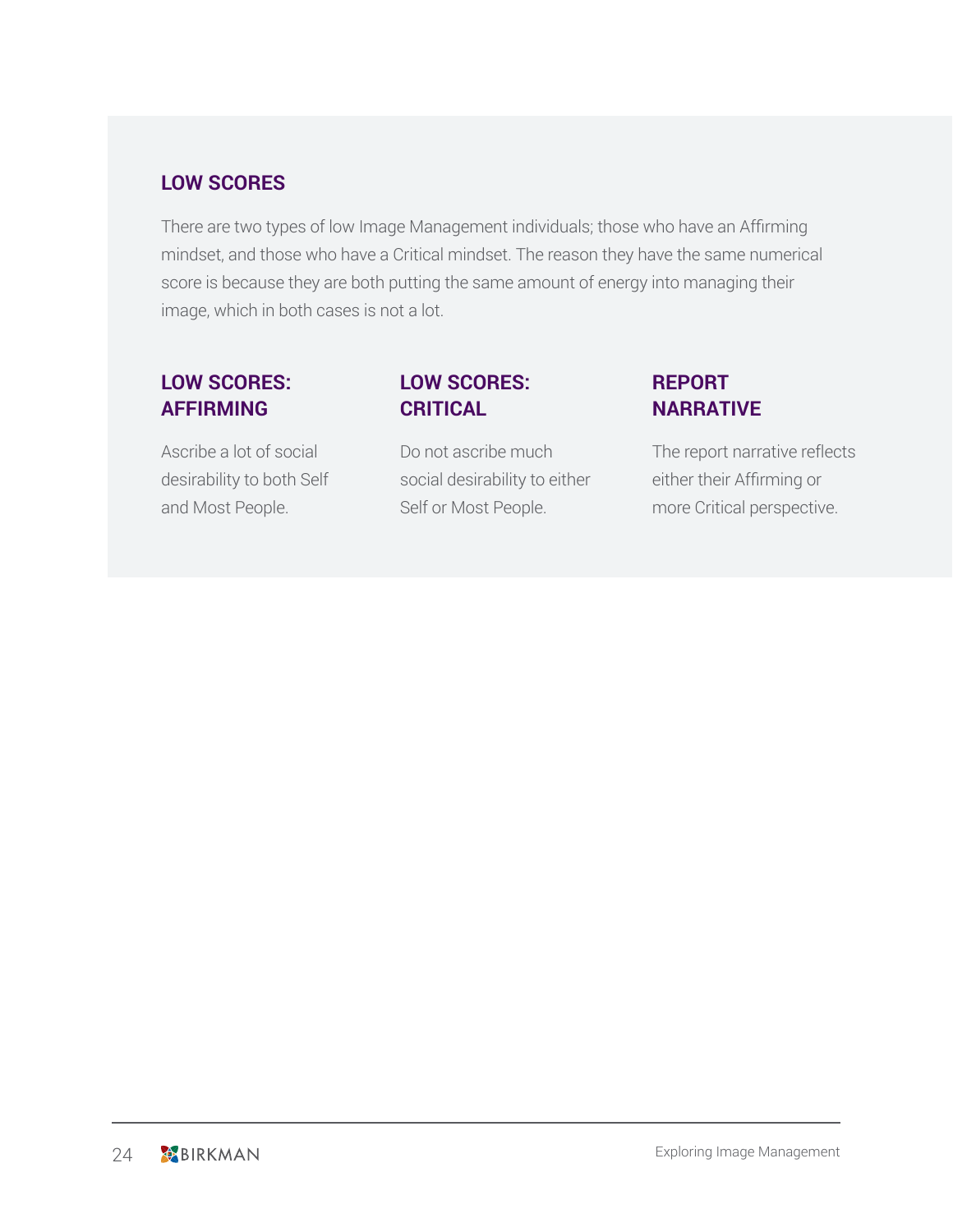## LOW SCORES

There are two types of low Image Management individuals; those who have an Affirming mindset, and those who have a Critical mindset. The reason they have the same numerical score is because they are both putting the same amount of energy into managing their image, which in both cases is not a lot.

### LOW SCORES: AFFIRMING

Ascribe a lot of social desirability to both Self and Most People.

### LOW SCORES: CRITICAL

Do not ascribe much social desirability to either Self or Most People.

### REPORT NARRATIVE

The report narrative reflects either their Affirming or more Critical perspective.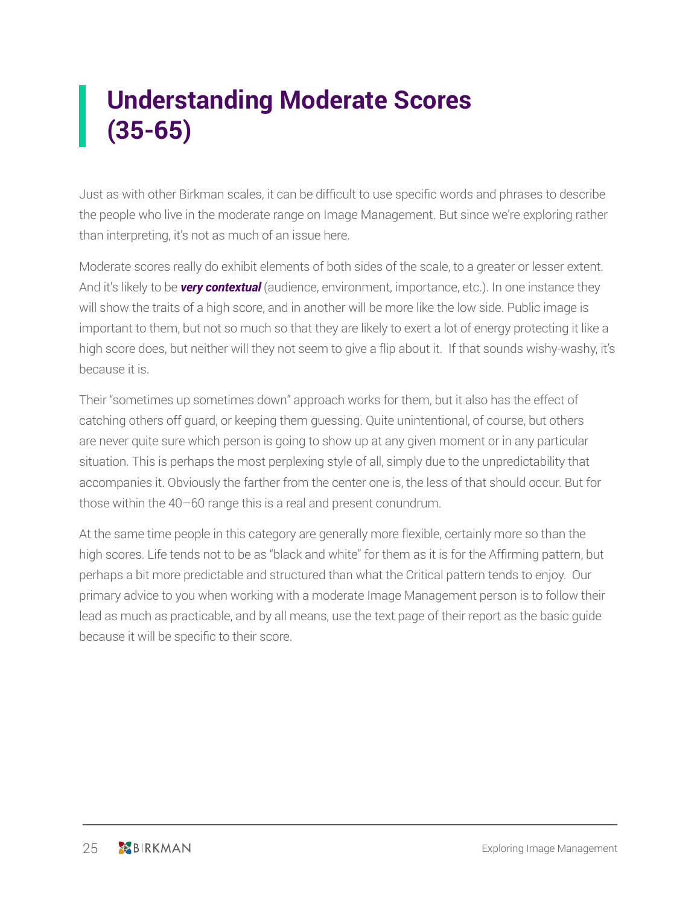# Understanding Moderate Scores (35-65)

Just as with other Birkman scales, it can be difficult to use specific words and phrases to describe the people who live in the moderate range on Image Management. But since we're exploring rather than interpreting, it's not as much of an issue here.

Moderate scores really do exhibit elements of both sides of the scale, to a greater or lesser extent. And it's likely to be ***very contextual*** (audience, environment, importance, etc.). In one instance they will show the traits of a high score, and in another will be more like the low side. Public image is important to them, but not so much so that they are likely to exert a lot of energy protecting it like a high score does, but neither will they not seem to give a flip about it. If that sounds wishy-washy, it's because it is.

Their "sometimes up sometimes down" approach works for them, but it also has the effect of catching others off guard, or keeping them guessing. Quite unintentional, of course, but others are never quite sure which person is going to show up at any given moment or in any particular situation. This is perhaps the most perplexing style of all, simply due to the unpredictability that accompanies it. Obviously the farther from the center one is, the less of that should occur. But for those within the 40–60 range this is a real and present conundrum.

At the same time people in this category are generally more flexible, certainly more so than the high scores. Life tends not to be as "black and white" for them as it is for the Affirming pattern, but perhaps a bit more predictable and structured than what the Critical pattern tends to enjoy. Our primary advice to you when working with a moderate Image Management person is to follow their lead as much as practicable, and by all means, use the text page of their report as the basic guide because it will be specific to their score.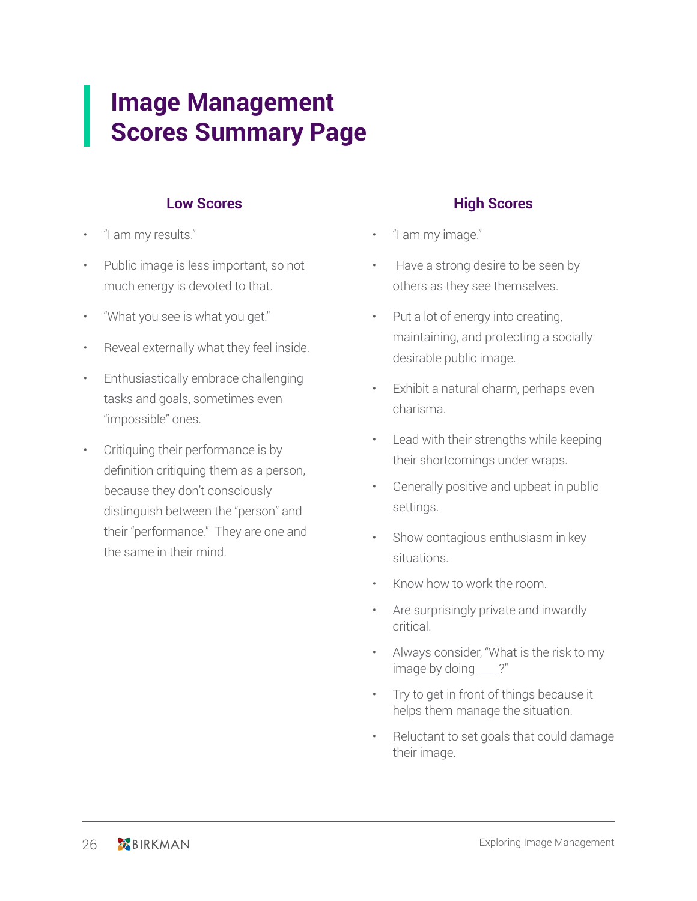# Image Management Scores Summary Page

### Low Scores

- "I am my results."
- Public image is less important, so not much energy is devoted to that.
- "What you see is what you get."
- Reveal externally what they feel inside.
- Enthusiastically embrace challenging tasks and goals, sometimes even "impossible" ones.
- Critiquing their performance is by definition critiquing them as a person, because they don't consciously distinguish between the "person" and their "performance." They are one and the same in their mind.

### High Scores

- "I am my image."
- Have a strong desire to be seen by others as they see themselves.
- Put a lot of energy into creating, maintaining, and protecting a socially desirable public image.
- Exhibit a natural charm, perhaps even charisma.
- Lead with their strengths while keeping their shortcomings under wraps.
- Generally positive and upbeat in public settings.
- Show contagious enthusiasm in key situations.
- Know how to work the room.
- Are surprisingly private and inwardly critical.
- Always consider, "What is the risk to my image by doing ____?"
- Try to get in front of things because it helps them manage the situation.
- Reluctant to set goals that could damage their image.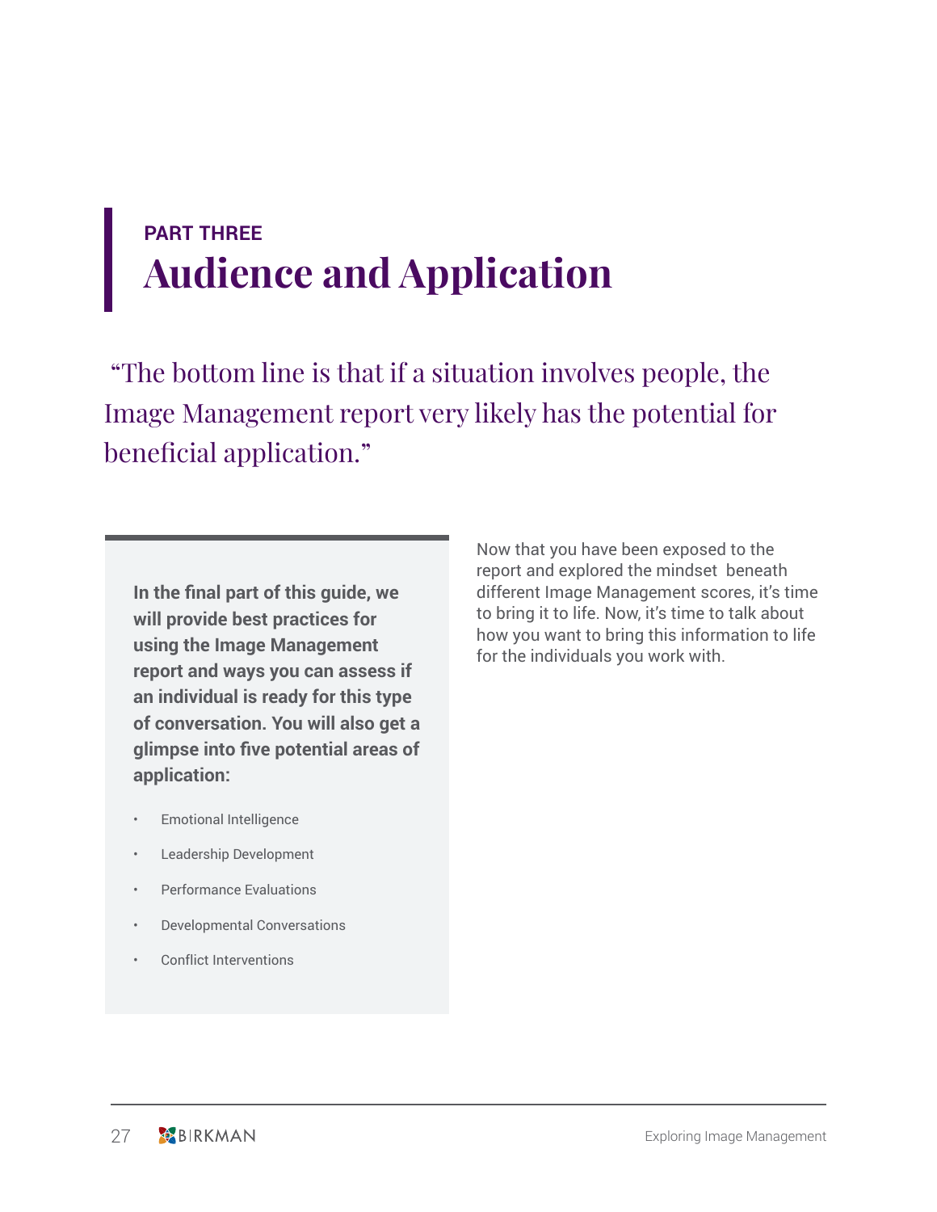PART THREE

# Audience and Application

"The bottom line is that if a situation involves people, the Image Management report very likely has the potential for beneficial application."

**In the final part of this guide, we will provide best practices for using the Image Management report and ways you can assess if an individual is ready for this type of conversation. You will also get a glimpse into five potential areas of application:**

- Emotional Intelligence
- Leadership Development
- Performance Evaluations
- Developmental Conversations
- Conflict Interventions

Now that you have been exposed to the report and explored the mindset beneath different Image Management scores, it's time to bring it to life. Now, it's time to talk about how you want to bring this information to life for the individuals you work with.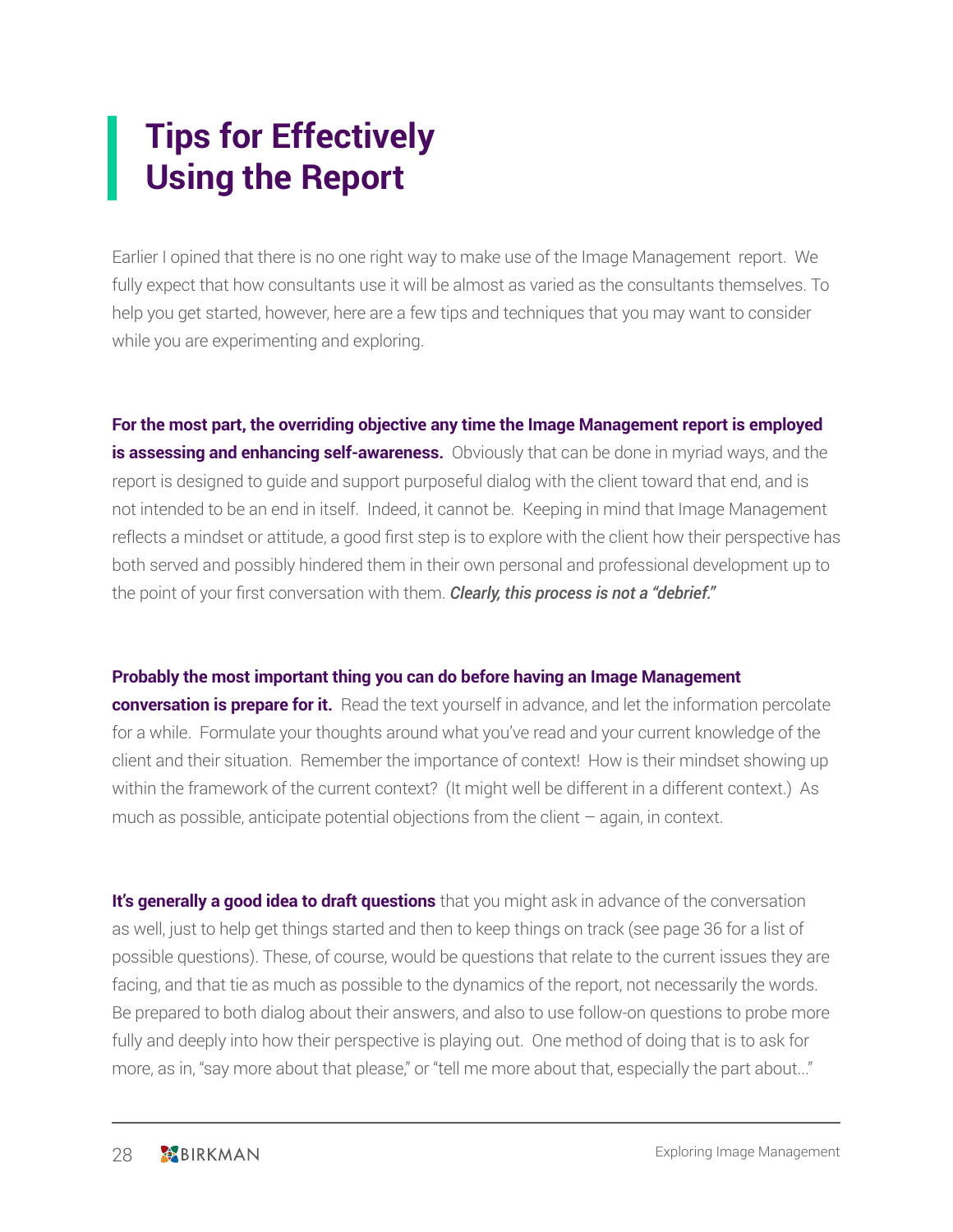# Tips for Effectively Using the Report

Earlier I opined that there is no one right way to make use of the Image Management report. We fully expect that how consultants use it will be almost as varied as the consultants themselves. To help you get started, however, here are a few tips and techniques that you may want to consider while you are experimenting and exploring.

**For the most part, the overriding objective any time the Image Management report is employed is assessing and enhancing self-awareness.** Obviously that can be done in myriad ways, and the report is designed to guide and support purposeful dialog with the client toward that end, and is not intended to be an end in itself. Indeed, it cannot be. Keeping in mind that Image Management reflects a mindset or attitude, a good first step is to explore with the client how their perspective has both served and possibly hindered them in their own personal and professional development up to the point of your first conversation with them. ***Clearly, this process is not a "debrief."***

**Probably the most important thing you can do before having an Image Management conversation is prepare for it.** Read the text yourself in advance, and let the information percolate for a while. Formulate your thoughts around what you've read and your current knowledge of the client and their situation. Remember the importance of context! How is their mindset showing up within the framework of the current context? (It might well be different in a different context.) As much as possible, anticipate potential objections from the client – again, in context.

**It's generally a good idea to draft questions** that you might ask in advance of the conversation as well, just to help get things started and then to keep things on track (see page 36 for a list of possible questions). These, of course, would be questions that relate to the current issues they are facing, and that tie as much as possible to the dynamics of the report, not necessarily the words. Be prepared to both dialog about their answers, and also to use follow-on questions to probe more fully and deeply into how their perspective is playing out. One method of doing that is to ask for more, as in, "say more about that please," or "tell me more about that, especially the part about..."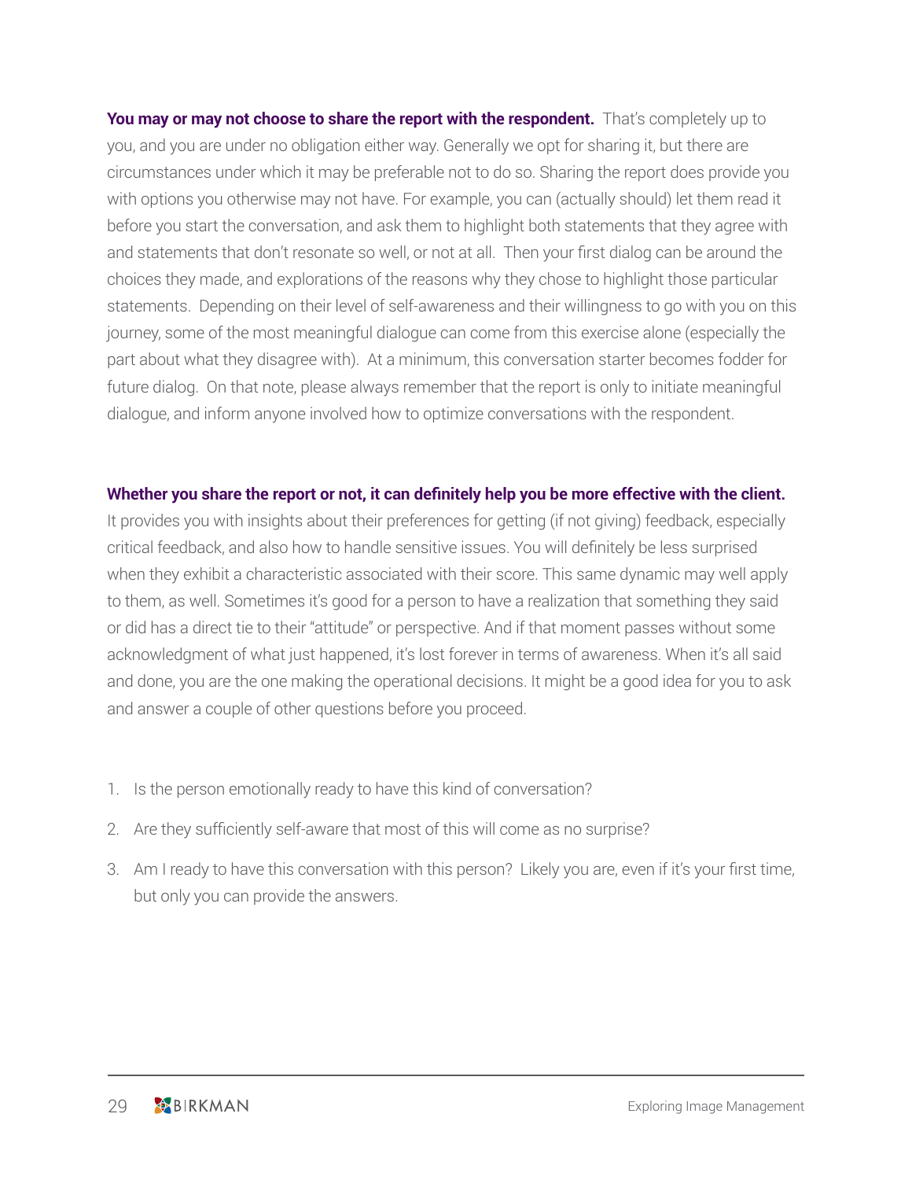**You may or may not choose to share the report with the respondent.** That's completely up to you, and you are under no obligation either way. Generally we opt for sharing it, but there are circumstances under which it may be preferable not to do so. Sharing the report does provide you with options you otherwise may not have. For example, you can (actually should) let them read it before you start the conversation, and ask them to highlight both statements that they agree with and statements that don't resonate so well, or not at all. Then your first dialog can be around the choices they made, and explorations of the reasons why they chose to highlight those particular statements. Depending on their level of self-awareness and their willingness to go with you on this journey, some of the most meaningful dialogue can come from this exercise alone (especially the part about what they disagree with). At a minimum, this conversation starter becomes fodder for future dialog. On that note, please always remember that the report is only to initiate meaningful dialogue, and inform anyone involved how to optimize conversations with the respondent.

**Whether you share the report or not, it can definitely help you be more effective with the client.** It provides you with insights about their preferences for getting (if not giving) feedback, especially critical feedback, and also how to handle sensitive issues. You will definitely be less surprised when they exhibit a characteristic associated with their score. This same dynamic may well apply to them, as well. Sometimes it's good for a person to have a realization that something they said or did has a direct tie to their "attitude" or perspective. And if that moment passes without some acknowledgment of what just happened, it's lost forever in terms of awareness. When it's all said and done, you are the one making the operational decisions. It might be a good idea for you to ask and answer a couple of other questions before you proceed.

1. Is the person emotionally ready to have this kind of conversation?
2. Are they sufficiently self-aware that most of this will come as no surprise?
3. Am I ready to have this conversation with this person? Likely you are, even if it's your first time, but only you can provide the answers.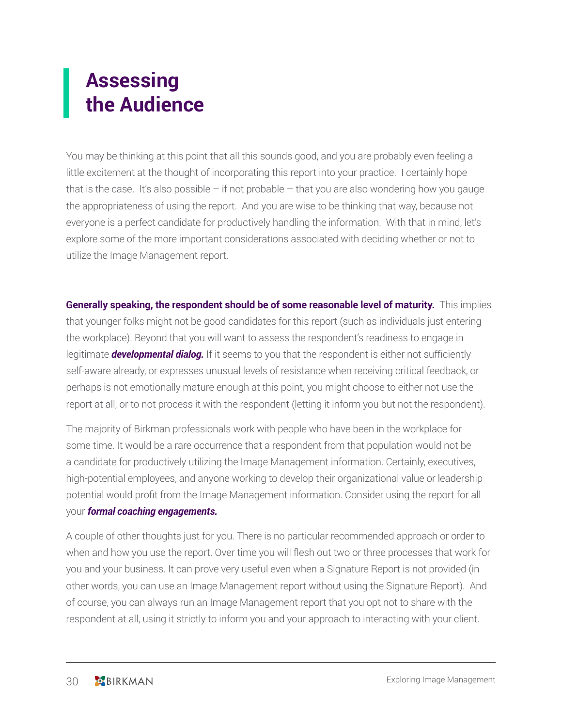# Assessing the Audience

You may be thinking at this point that all this sounds good, and you are probably even feeling a little excitement at the thought of incorporating this report into your practice. I certainly hope that is the case. It's also possible – if not probable – that you are also wondering how you gauge the appropriateness of using the report. And you are wise to be thinking that way, because not everyone is a perfect candidate for productively handling the information. With that in mind, let's explore some of the more important considerations associated with deciding whether or not to utilize the Image Management report.

**Generally speaking, the respondent should be of some reasonable level of maturity.** This implies that younger folks might not be good candidates for this report (such as individuals just entering the workplace). Beyond that you will want to assess the respondent's readiness to engage in legitimate ***developmental dialog.*** If it seems to you that the respondent is either not sufficiently self-aware already, or expresses unusual levels of resistance when receiving critical feedback, or perhaps is not emotionally mature enough at this point, you might choose to either not use the report at all, or to not process it with the respondent (letting it inform you but not the respondent).

The majority of Birkman professionals work with people who have been in the workplace for some time. It would be a rare occurrence that a respondent from that population would not be a candidate for productively utilizing the Image Management information. Certainly, executives, high-potential employees, and anyone working to develop their organizational value or leadership potential would profit from the Image Management information. Consider using the report for all your ***formal coaching engagements.***

A couple of other thoughts just for you. There is no particular recommended approach or order to when and how you use the report. Over time you will flesh out two or three processes that work for you and your business. It can prove very useful even when a Signature Report is not provided (in other words, you can use an Image Management report without using the Signature Report). And of course, you can always run an Image Management report that you opt not to share with the respondent at all, using it strictly to inform you and your approach to interacting with your client.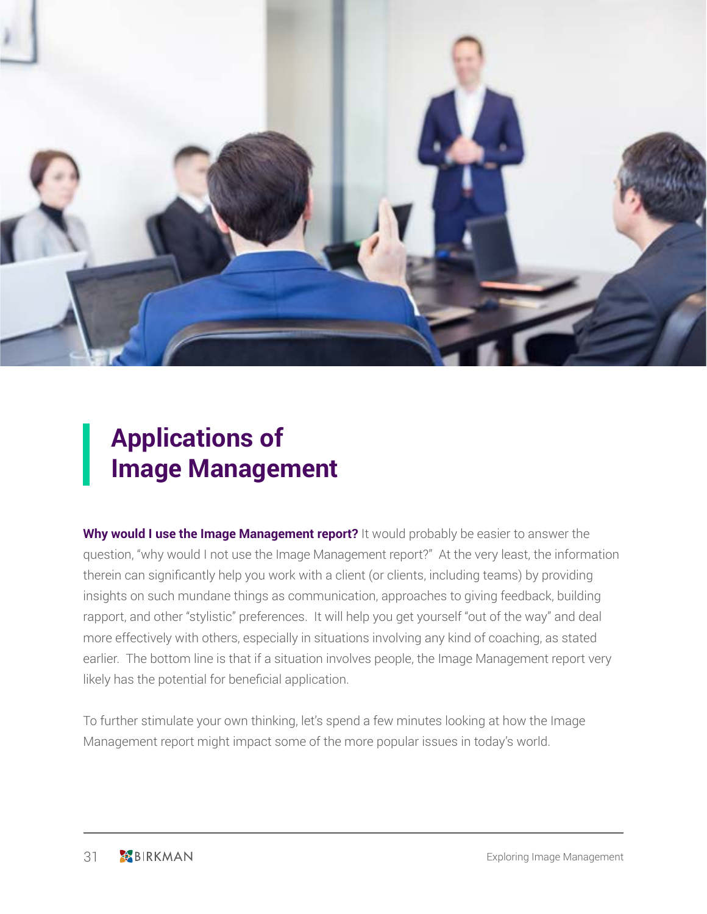# Applications of Image Management

**Why would I use the Image Management report?** It would probably be easier to answer the question, "why would I not use the Image Management report?" At the very least, the information therein can significantly help you work with a client (or clients, including teams) by providing insights on such mundane things as communication, approaches to giving feedback, building rapport, and other "stylistic" preferences. It will help you get yourself "out of the way" and deal more effectively with others, especially in situations involving any kind of coaching, as stated earlier. The bottom line is that if a situation involves people, the Image Management report very likely has the potential for beneficial application.

To further stimulate your own thinking, let's spend a few minutes looking at how the Image Management report might impact some of the more popular issues in today's world.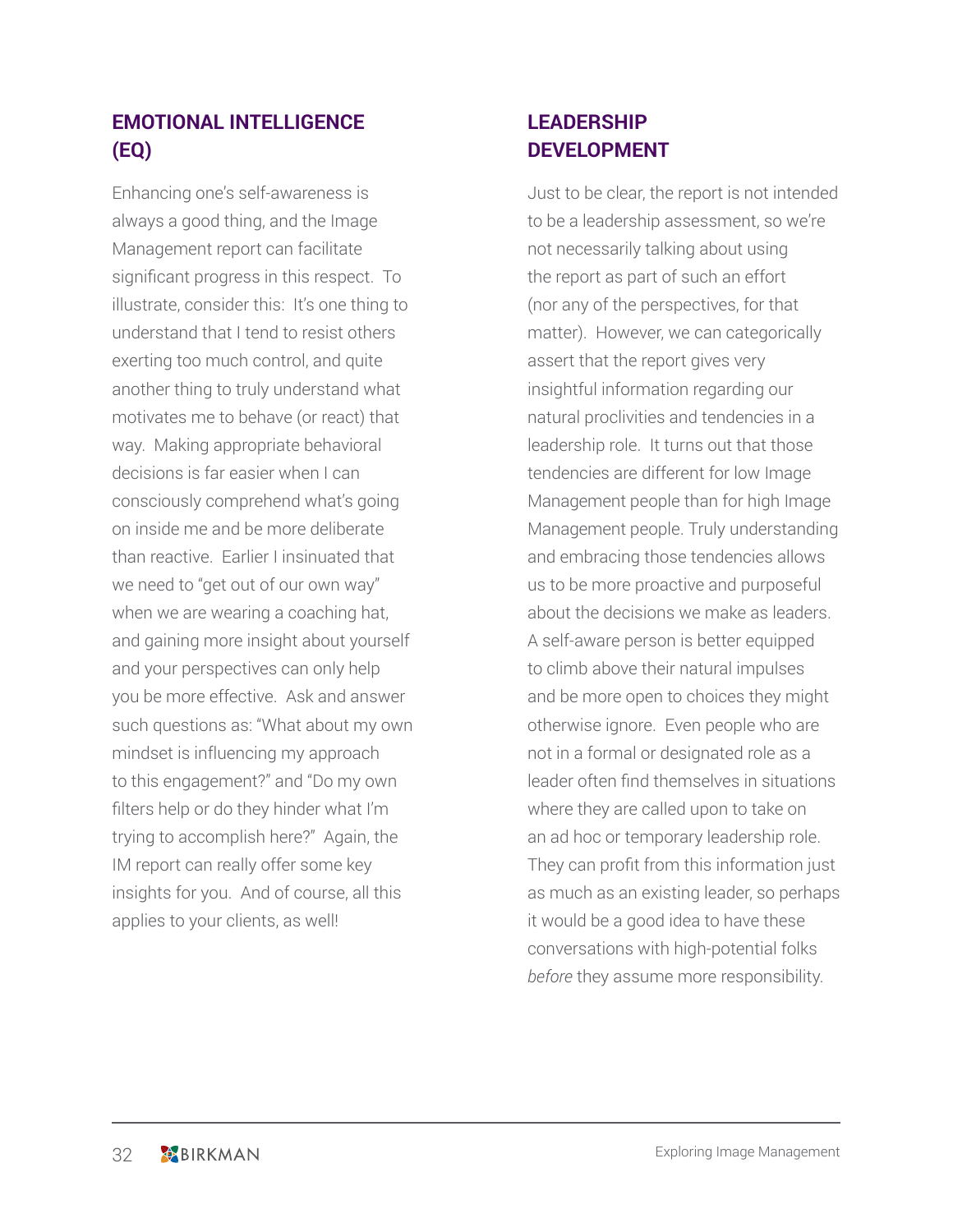## EMOTIONAL INTELLIGENCE (EQ)

Enhancing one's self-awareness is always a good thing, and the Image Management report can facilitate significant progress in this respect. To illustrate, consider this: It's one thing to understand that I tend to resist others exerting too much control, and quite another thing to truly understand what motivates me to behave (or react) that way. Making appropriate behavioral decisions is far easier when I can consciously comprehend what's going on inside me and be more deliberate than reactive. Earlier I insinuated that we need to "get out of our own way" when we are wearing a coaching hat, and gaining more insight about yourself and your perspectives can only help you be more effective. Ask and answer such questions as: "What about my own mindset is influencing my approach to this engagement?" and "Do my own filters help or do they hinder what I'm trying to accomplish here?" Again, the IM report can really offer some key insights for you. And of course, all this applies to your clients, as well!

## LEADERSHIP DEVELOPMENT

Just to be clear, the report is not intended to be a leadership assessment, so we're not necessarily talking about using the report as part of such an effort (nor any of the perspectives, for that matter). However, we can categorically assert that the report gives very insightful information regarding our natural proclivities and tendencies in a leadership role. It turns out that those tendencies are different for low Image Management people than for high Image Management people. Truly understanding and embracing those tendencies allows us to be more proactive and purposeful about the decisions we make as leaders. A self-aware person is better equipped to climb above their natural impulses and be more open to choices they might otherwise ignore. Even people who are not in a formal or designated role as a leader often find themselves in situations where they are called upon to take on an ad hoc or temporary leadership role. They can profit from this information just as much as an existing leader, so perhaps it would be a good idea to have these conversations with high-potential folks *before* they assume more responsibility.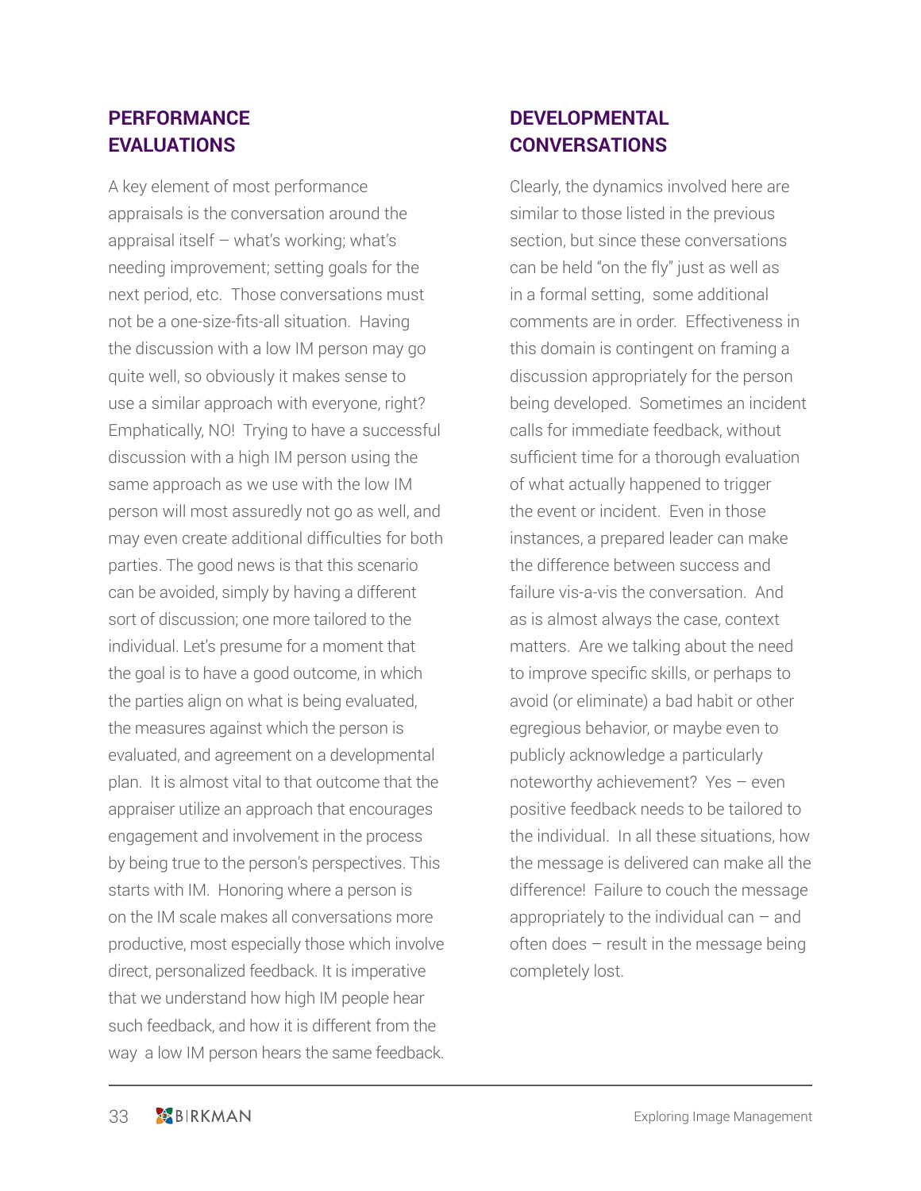## PERFORMANCE EVALUATIONS

A key element of most performance appraisals is the conversation around the appraisal itself – what's working; what's needing improvement; setting goals for the next period, etc. Those conversations must not be a one-size-fits-all situation. Having the discussion with a low IM person may go quite well, so obviously it makes sense to use a similar approach with everyone, right? Emphatically, NO! Trying to have a successful discussion with a high IM person using the same approach as we use with the low IM person will most assuredly not go as well, and may even create additional difficulties for both parties. The good news is that this scenario can be avoided, simply by having a different sort of discussion; one more tailored to the individual. Let's presume for a moment that the goal is to have a good outcome, in which the parties align on what is being evaluated, the measures against which the person is evaluated, and agreement on a developmental plan. It is almost vital to that outcome that the appraiser utilize an approach that encourages engagement and involvement in the process by being true to the person's perspectives. This starts with IM. Honoring where a person is on the IM scale makes all conversations more productive, most especially those which involve direct, personalized feedback. It is imperative that we understand how high IM people hear such feedback, and how it is different from the way a low IM person hears the same feedback.

## DEVELOPMENTAL CONVERSATIONS

Clearly, the dynamics involved here are similar to those listed in the previous section, but since these conversations can be held "on the fly" just as well as in a formal setting, some additional comments are in order. Effectiveness in this domain is contingent on framing a discussion appropriately for the person being developed. Sometimes an incident calls for immediate feedback, without sufficient time for a thorough evaluation of what actually happened to trigger the event or incident. Even in those instances, a prepared leader can make the difference between success and failure vis-a-vis the conversation. And as is almost always the case, context matters. Are we talking about the need to improve specific skills, or perhaps to avoid (or eliminate) a bad habit or other egregious behavior, or maybe even to publicly acknowledge a particularly noteworthy achievement? Yes – even positive feedback needs to be tailored to the individual. In all these situations, how the message is delivered can make all the difference! Failure to couch the message appropriately to the individual can – and often does – result in the message being completely lost.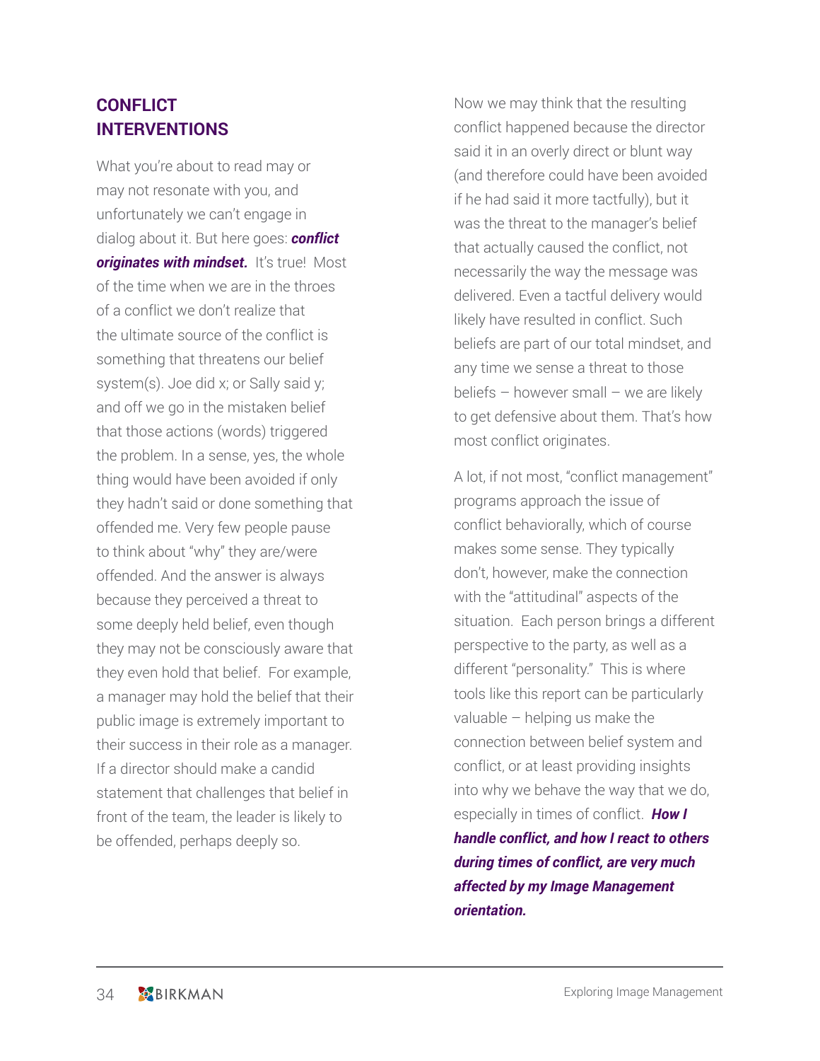## CONFLICT INTERVENTIONS

What you're about to read may or may not resonate with you, and unfortunately we can't engage in dialog about it. But here goes: ***conflict originates with mindset.*** It's true! Most of the time when we are in the throes of a conflict we don't realize that the ultimate source of the conflict is something that threatens our belief system(s). Joe did x; or Sally said y; and off we go in the mistaken belief that those actions (words) triggered the problem. In a sense, yes, the whole thing would have been avoided if only they hadn't said or done something that offended me. Very few people pause to think about "why" they are/were offended. And the answer is always because they perceived a threat to some deeply held belief, even though they may not be consciously aware that they even hold that belief. For example, a manager may hold the belief that their public image is extremely important to their success in their role as a manager. If a director should make a candid statement that challenges that belief in front of the team, the leader is likely to be offended, perhaps deeply so.

Now we may think that the resulting conflict happened because the director said it in an overly direct or blunt way (and therefore could have been avoided if he had said it more tactfully), but it was the threat to the manager's belief that actually caused the conflict, not necessarily the way the message was delivered. Even a tactful delivery would likely have resulted in conflict. Such beliefs are part of our total mindset, and any time we sense a threat to those beliefs – however small – we are likely to get defensive about them. That's how most conflict originates.

A lot, if not most, "conflict management" programs approach the issue of conflict behaviorally, which of course makes some sense. They typically don't, however, make the connection with the "attitudinal" aspects of the situation. Each person brings a different perspective to the party, as well as a different "personality." This is where tools like this report can be particularly valuable – helping us make the connection between belief system and conflict, or at least providing insights into why we behave the way that we do, especially in times of conflict. ***How I handle conflict, and how I react to others during times of conflict, are very much affected by my Image Management orientation.***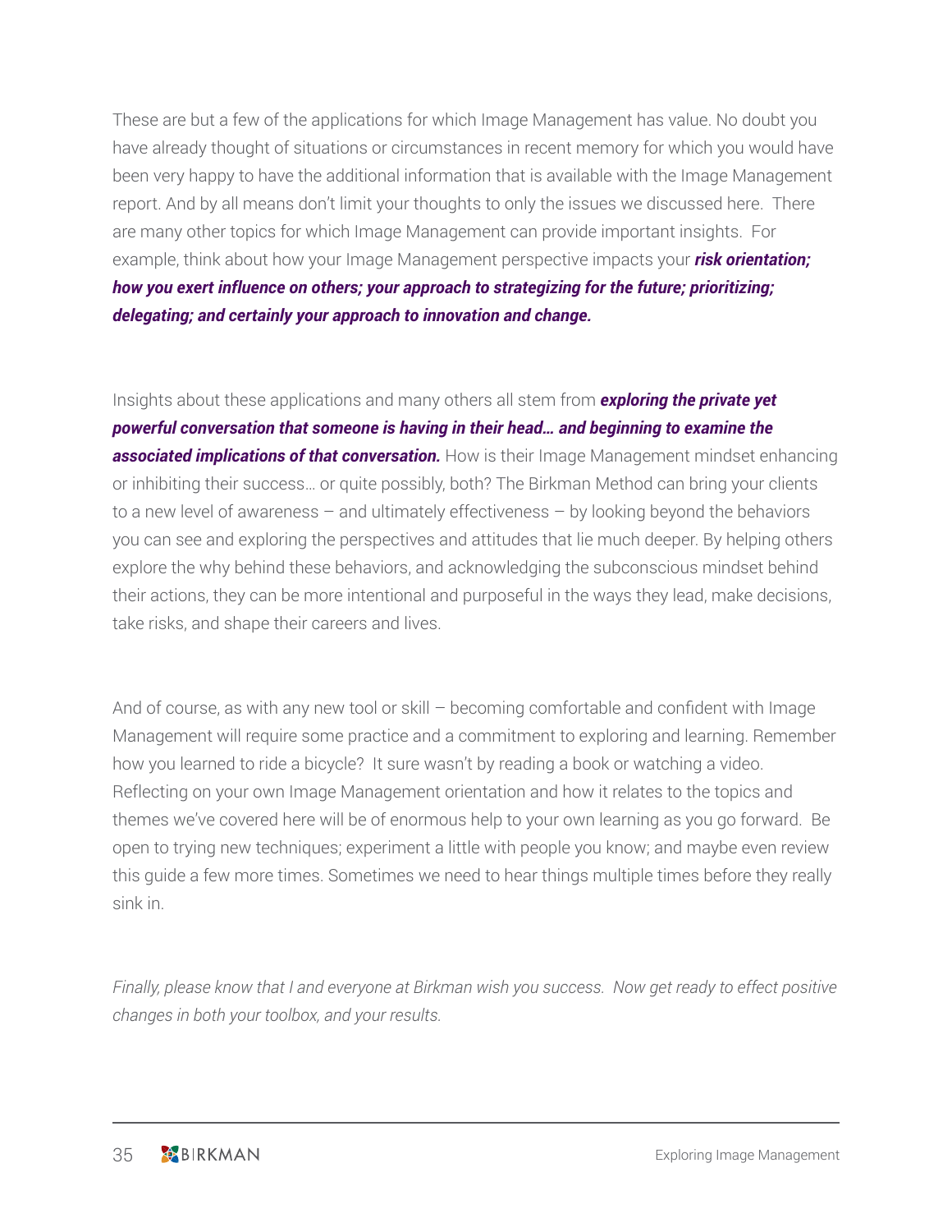These are but a few of the applications for which Image Management has value. No doubt you have already thought of situations or circumstances in recent memory for which you would have been very happy to have the additional information that is available with the Image Management report. And by all means don't limit your thoughts to only the issues we discussed here. There are many other topics for which Image Management can provide important insights. For example, think about how your Image Management perspective impacts your ***risk orientation; how you exert influence on others; your approach to strategizing for the future; prioritizing; delegating; and certainly your approach to innovation and change.***

Insights about these applications and many others all stem from ***exploring the private yet powerful conversation that someone is having in their head… and beginning to examine the associated implications of that conversation.*** How is their Image Management mindset enhancing or inhibiting their success… or quite possibly, both? The Birkman Method can bring your clients to a new level of awareness – and ultimately effectiveness – by looking beyond the behaviors you can see and exploring the perspectives and attitudes that lie much deeper. By helping others explore the why behind these behaviors, and acknowledging the subconscious mindset behind their actions, they can be more intentional and purposeful in the ways they lead, make decisions, take risks, and shape their careers and lives.

And of course, as with any new tool or skill – becoming comfortable and confident with Image Management will require some practice and a commitment to exploring and learning. Remember how you learned to ride a bicycle? It sure wasn't by reading a book or watching a video. Reflecting on your own Image Management orientation and how it relates to the topics and themes we've covered here will be of enormous help to your own learning as you go forward. Be open to trying new techniques; experiment a little with people you know; and maybe even review this guide a few more times. Sometimes we need to hear things multiple times before they really sink in.

*Finally, please know that I and everyone at Birkman wish you success. Now get ready to effect positive changes in both your toolbox, and your results.*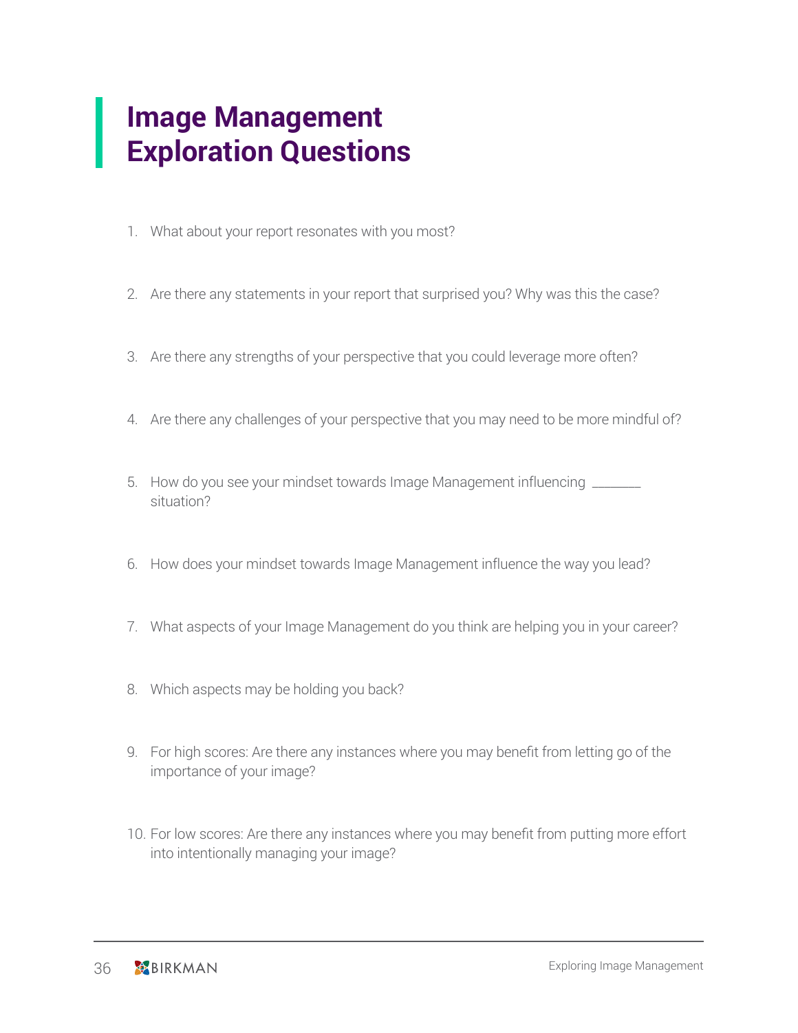# Image Management Exploration Questions

1. What about your report resonates with you most?
2. Are there any statements in your report that surprised you? Why was this the case?
3. Are there any strengths of your perspective that you could leverage more often?
4. Are there any challenges of your perspective that you may need to be more mindful of?
5. How do you see your mindset towards Image Management influencing _______ situation?
6. How does your mindset towards Image Management influence the way you lead?
7. What aspects of your Image Management do you think are helping you in your career?
8. Which aspects may be holding you back?
9. For high scores: Are there any instances where you may benefit from letting go of the importance of your image?
10. For low scores: Are there any instances where you may benefit from putting more effort into intentionally managing your image?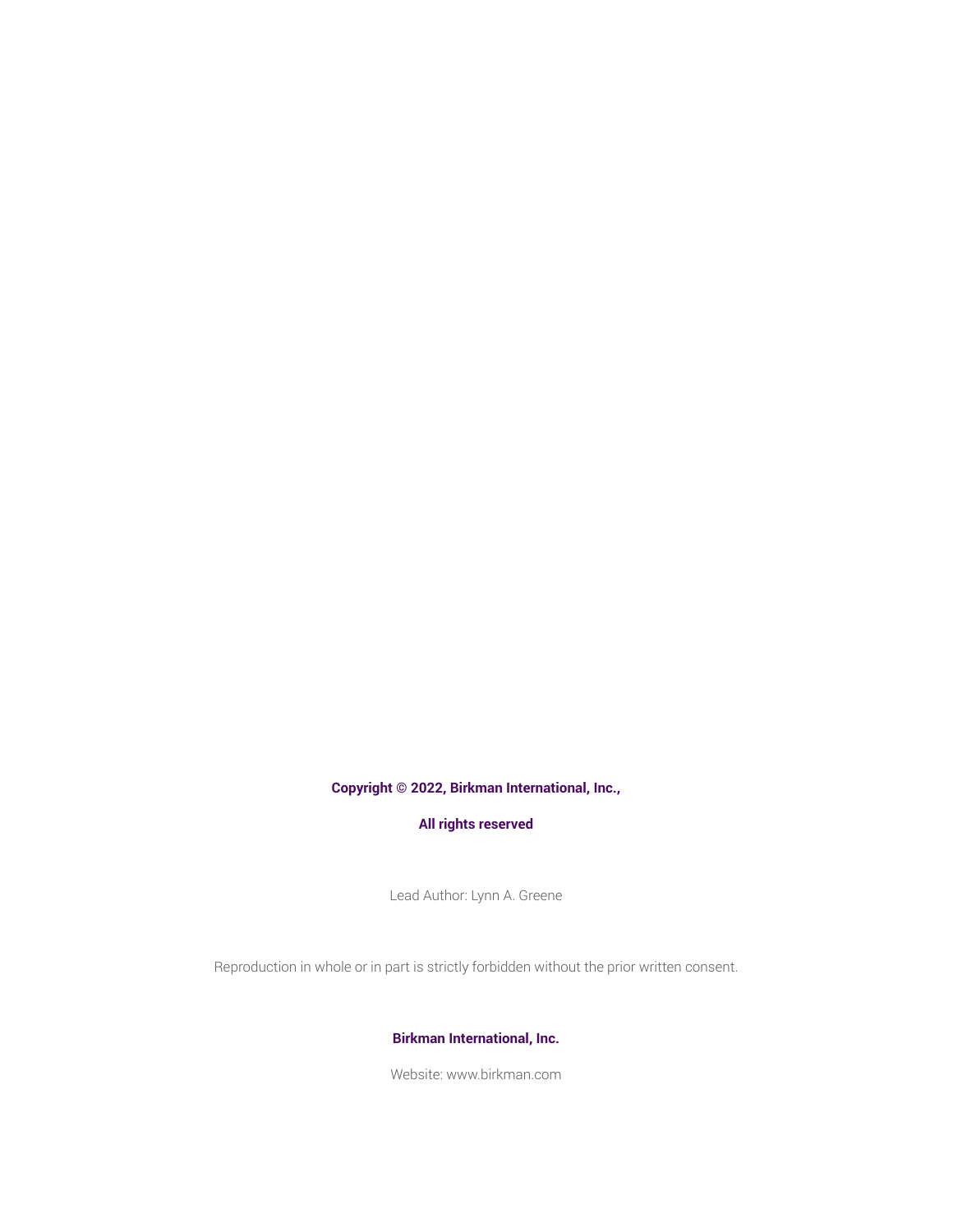**Copyright © 2022, Birkman International, Inc.,**

**All rights reserved**

Lead Author: Lynn A. Greene

Reproduction in whole or in part is strictly forbidden without the prior written consent.

**Birkman International, Inc.**

Website: www.birkman.com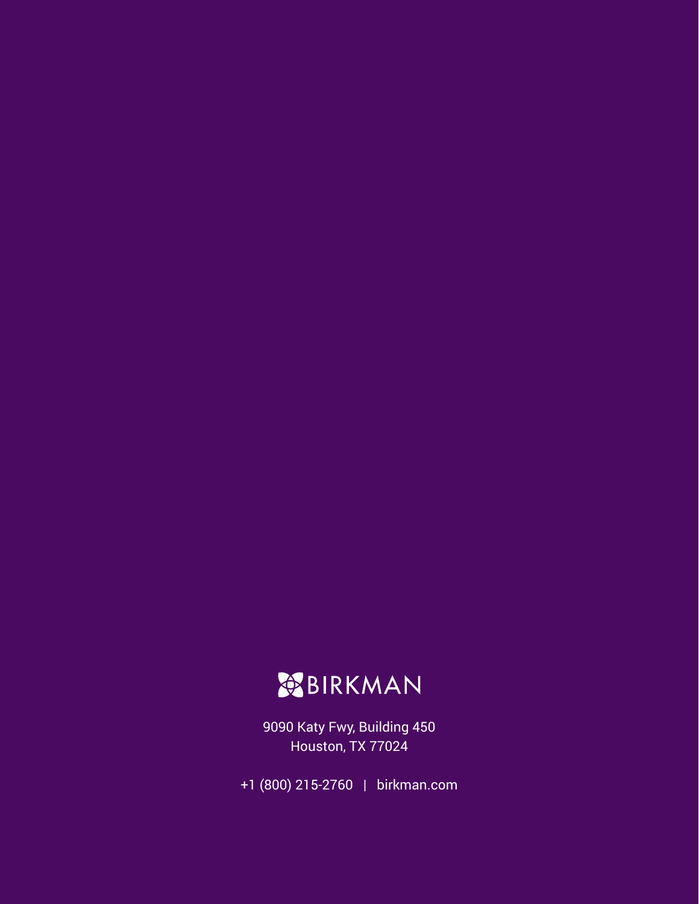BIRKMAN

9090 Katy Fwy, Building 450
Houston, TX 77024

+1 (800) 215-2760 | birkman.com